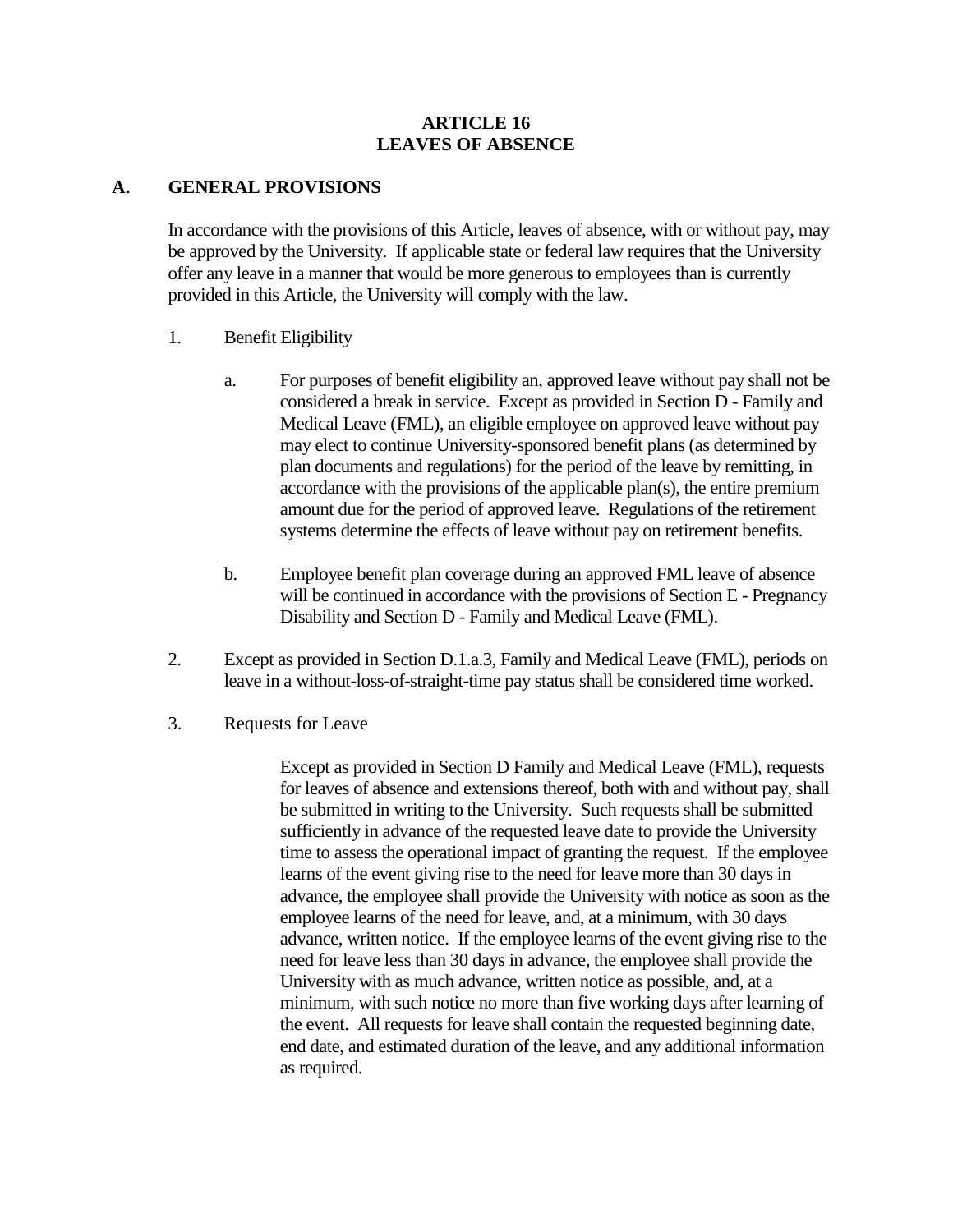# ARTICLE 16
# LEAVES OF ABSENCE

## A. GENERAL PROVISIONS

In accordance with the provisions of this Article, leaves of absence, with or without pay, may be approved by the University. If applicable state or federal law requires that the University offer any leave in a manner that would be more generous to employees than is currently provided in this Article, the University will comply with the law.

1. Benefit Eligibility

   a. For purposes of benefit eligibility an, approved leave without pay shall not be considered a break in service. Except as provided in Section D - Family and Medical Leave (FML), an eligible employee on approved leave without pay may elect to continue University-sponsored benefit plans (as determined by plan documents and regulations) for the period of the leave by remitting, in accordance with the provisions of the applicable plan(s), the entire premium amount due for the period of approved leave. Regulations of the retirement systems determine the effects of leave without pay on retirement benefits.

   b. Employee benefit plan coverage during an approved FML leave of absence will be continued in accordance with the provisions of Section E - Pregnancy Disability and Section D - Family and Medical Leave (FML).

2. Except as provided in Section D.1.a.3, Family and Medical Leave (FML), periods on leave in a without-loss-of-straight-time pay status shall be considered time worked.

3. Requests for Leave

   Except as provided in Section D Family and Medical Leave (FML), requests for leaves of absence and extensions thereof, both with and without pay, shall be submitted in writing to the University. Such requests shall be submitted sufficiently in advance of the requested leave date to provide the University time to assess the operational impact of granting the request. If the employee learns of the event giving rise to the need for leave more than 30 days in advance, the employee shall provide the University with notice as soon as the employee learns of the need for leave, and, at a minimum, with 30 days advance, written notice. If the employee learns of the event giving rise to the need for leave less than 30 days in advance, the employee shall provide the University with as much advance, written notice as possible, and, at a minimum, with such notice no more than five working days after learning of the event. All requests for leave shall contain the requested beginning date, end date, and estimated duration of the leave, and any additional information as required.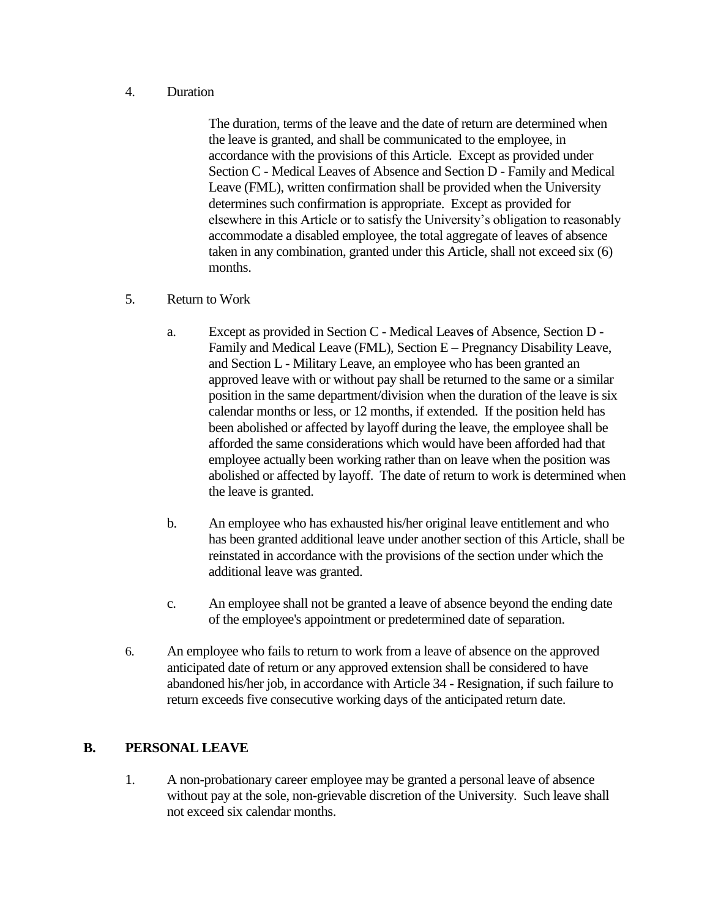4. Duration

   The duration, terms of the leave and the date of return are determined when the leave is granted, and shall be communicated to the employee, in accordance with the provisions of this Article. Except as provided under Section C - Medical Leaves of Absence and Section D - Family and Medical Leave (FML), written confirmation shall be provided when the University determines such confirmation is appropriate. Except as provided for elsewhere in this Article or to satisfy the University's obligation to reasonably accommodate a disabled employee, the total aggregate of leaves of absence taken in any combination, granted under this Article, shall not exceed six (6) months.

5. Return to Work

   a. Except as provided in Section C - Medical Leaves of Absence, Section D - Family and Medical Leave (FML), Section E – Pregnancy Disability Leave, and Section L - Military Leave, an employee who has been granted an approved leave with or without pay shall be returned to the same or a similar position in the same department/division when the duration of the leave is six calendar months or less, or 12 months, if extended. If the position held has been abolished or affected by layoff during the leave, the employee shall be afforded the same considerations which would have been afforded had that employee actually been working rather than on leave when the position was abolished or affected by layoff. The date of return to work is determined when the leave is granted.

   b. An employee who has exhausted his/her original leave entitlement and who has been granted additional leave under another section of this Article, shall be reinstated in accordance with the provisions of the section under which the additional leave was granted.

   c. An employee shall not be granted a leave of absence beyond the ending date of the employee's appointment or predetermined date of separation.

6. An employee who fails to return to work from a leave of absence on the approved anticipated date of return or any approved extension shall be considered to have abandoned his/her job, in accordance with Article 34 - Resignation, if such failure to return exceeds five consecutive working days of the anticipated return date.

## B. PERSONAL LEAVE

1. A non-probationary career employee may be granted a personal leave of absence without pay at the sole, non-grievable discretion of the University. Such leave shall not exceed six calendar months.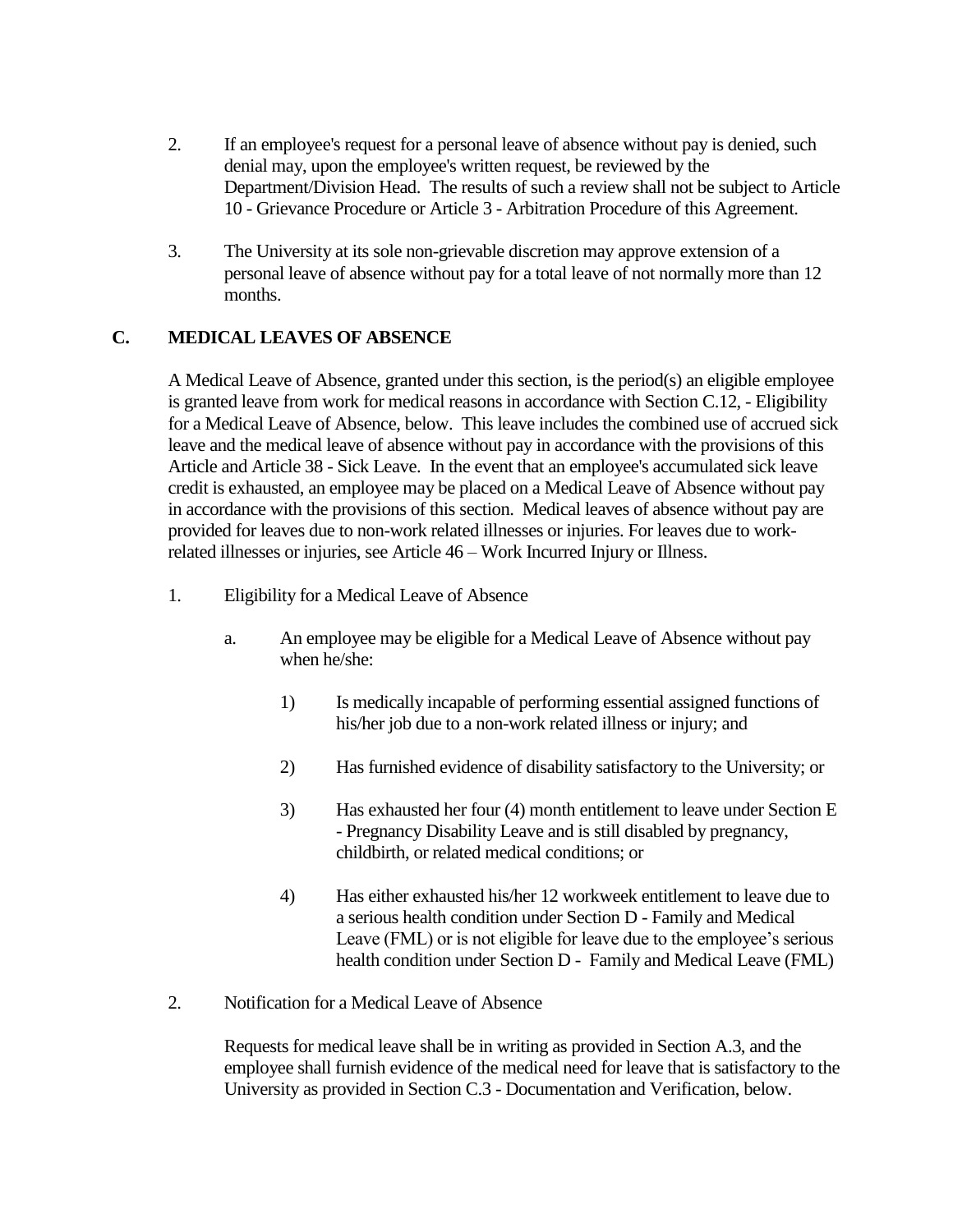2. If an employee's request for a personal leave of absence without pay is denied, such denial may, upon the employee's written request, be reviewed by the Department/Division Head. The results of such a review shall not be subject to Article 10 - Grievance Procedure or Article 3 - Arbitration Procedure of this Agreement.

3. The University at its sole non-grievable discretion may approve extension of a personal leave of absence without pay for a total leave of not normally more than 12 months.

## C. MEDICAL LEAVES OF ABSENCE

A Medical Leave of Absence, granted under this section, is the period(s) an eligible employee is granted leave from work for medical reasons in accordance with Section C.12, - Eligibility for a Medical Leave of Absence, below. This leave includes the combined use of accrued sick leave and the medical leave of absence without pay in accordance with the provisions of this Article and Article 38 - Sick Leave. In the event that an employee's accumulated sick leave credit is exhausted, an employee may be placed on a Medical Leave of Absence without pay in accordance with the provisions of this section. Medical leaves of absence without pay are provided for leaves due to non-work related illnesses or injuries. For leaves due to work-related illnesses or injuries, see Article 46 – Work Incurred Injury or Illness.

1. Eligibility for a Medical Leave of Absence

   a. An employee may be eligible for a Medical Leave of Absence without pay when he/she:

      1) Is medically incapable of performing essential assigned functions of his/her job due to a non-work related illness or injury; and

      2) Has furnished evidence of disability satisfactory to the University; or

      3) Has exhausted her four (4) month entitlement to leave under Section E - Pregnancy Disability Leave and is still disabled by pregnancy, childbirth, or related medical conditions; or

      4) Has either exhausted his/her 12 workweek entitlement to leave due to a serious health condition under Section D - Family and Medical Leave (FML) or is not eligible for leave due to the employee's serious health condition under Section D - Family and Medical Leave (FML)

2. Notification for a Medical Leave of Absence

   Requests for medical leave shall be in writing as provided in Section A.3, and the employee shall furnish evidence of the medical need for leave that is satisfactory to the University as provided in Section C.3 - Documentation and Verification, below.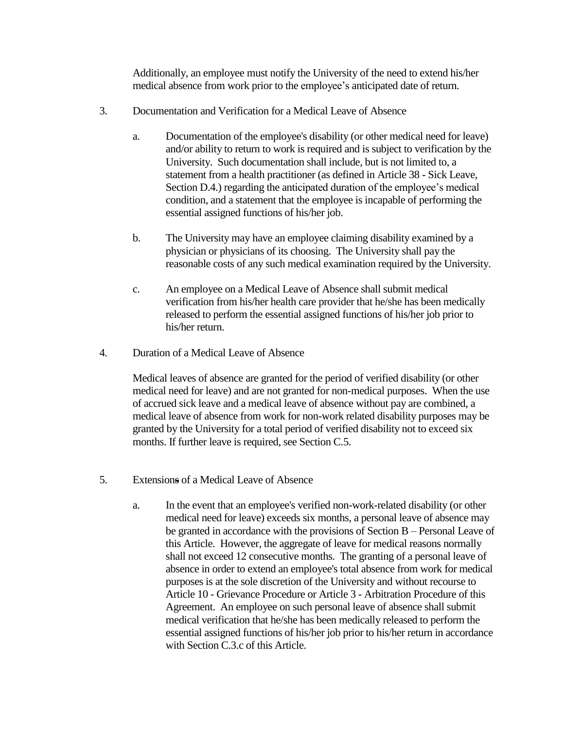Additionally, an employee must notify the University of the need to extend his/her medical absence from work prior to the employee's anticipated date of return.

3. Documentation and Verification for a Medical Leave of Absence

   a. Documentation of the employee's disability (or other medical need for leave) and/or ability to return to work is required and is subject to verification by the University. Such documentation shall include, but is not limited to, a statement from a health practitioner (as defined in Article 38 - Sick Leave, Section D.4.) regarding the anticipated duration of the employee's medical condition, and a statement that the employee is incapable of performing the essential assigned functions of his/her job.

   b. The University may have an employee claiming disability examined by a physician or physicians of its choosing. The University shall pay the reasonable costs of any such medical examination required by the University.

   c. An employee on a Medical Leave of Absence shall submit medical verification from his/her health care provider that he/she has been medically released to perform the essential assigned functions of his/her job prior to his/her return.

4. Duration of a Medical Leave of Absence

   Medical leaves of absence are granted for the period of verified disability (or other medical need for leave) and are not granted for non-medical purposes. When the use of accrued sick leave and a medical leave of absence without pay are combined, a medical leave of absence from work for non-work related disability purposes may be granted by the University for a total period of verified disability not to exceed six months. If further leave is required, see Section C.5.

5. Extensions of a Medical Leave of Absence

   a. In the event that an employee's verified non-work-related disability (or other medical need for leave) exceeds six months, a personal leave of absence may be granted in accordance with the provisions of Section B – Personal Leave of this Article. However, the aggregate of leave for medical reasons normally shall not exceed 12 consecutive months. The granting of a personal leave of absence in order to extend an employee's total absence from work for medical purposes is at the sole discretion of the University and without recourse to Article 10 - Grievance Procedure or Article 3 - Arbitration Procedure of this Agreement. An employee on such personal leave of absence shall submit medical verification that he/she has been medically released to perform the essential assigned functions of his/her job prior to his/her return in accordance with Section C.3.c of this Article.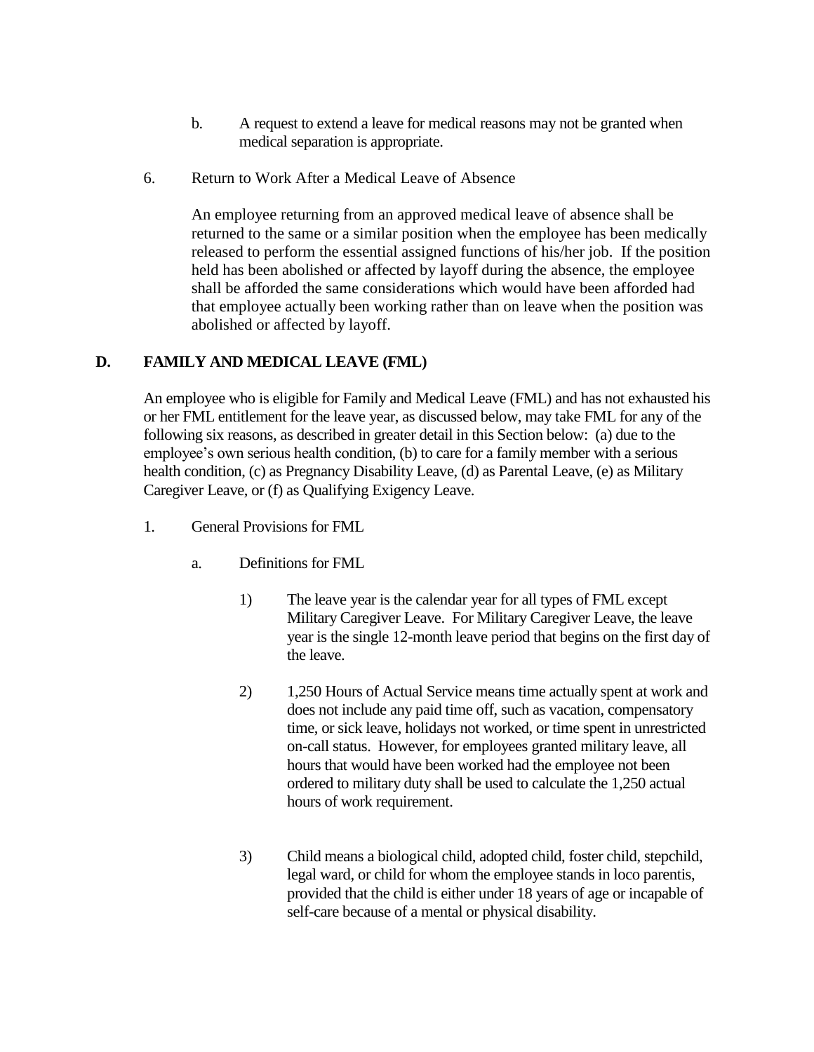b. A request to extend a leave for medical reasons may not be granted when medical separation is appropriate.

6. Return to Work After a Medical Leave of Absence

   An employee returning from an approved medical leave of absence shall be returned to the same or a similar position when the employee has been medically released to perform the essential assigned functions of his/her job. If the position held has been abolished or affected by layoff during the absence, the employee shall be afforded the same considerations which would have been afforded had that employee actually been working rather than on leave when the position was abolished or affected by layoff.

## D. FAMILY AND MEDICAL LEAVE (FML)

An employee who is eligible for Family and Medical Leave (FML) and has not exhausted his or her FML entitlement for the leave year, as discussed below, may take FML for any of the following six reasons, as described in greater detail in this Section below: (a) due to the employee's own serious health condition, (b) to care for a family member with a serious health condition, (c) as Pregnancy Disability Leave, (d) as Parental Leave, (e) as Military Caregiver Leave, or (f) as Qualifying Exigency Leave.

1. General Provisions for FML

   a. Definitions for FML

      1) The leave year is the calendar year for all types of FML except Military Caregiver Leave. For Military Caregiver Leave, the leave year is the single 12-month leave period that begins on the first day of the leave.

      2) 1,250 Hours of Actual Service means time actually spent at work and does not include any paid time off, such as vacation, compensatory time, or sick leave, holidays not worked, or time spent in unrestricted on-call status. However, for employees granted military leave, all hours that would have been worked had the employee not been ordered to military duty shall be used to calculate the 1,250 actual hours of work requirement.

      3) Child means a biological child, adopted child, foster child, stepchild, legal ward, or child for whom the employee stands in loco parentis, provided that the child is either under 18 years of age or incapable of self-care because of a mental or physical disability.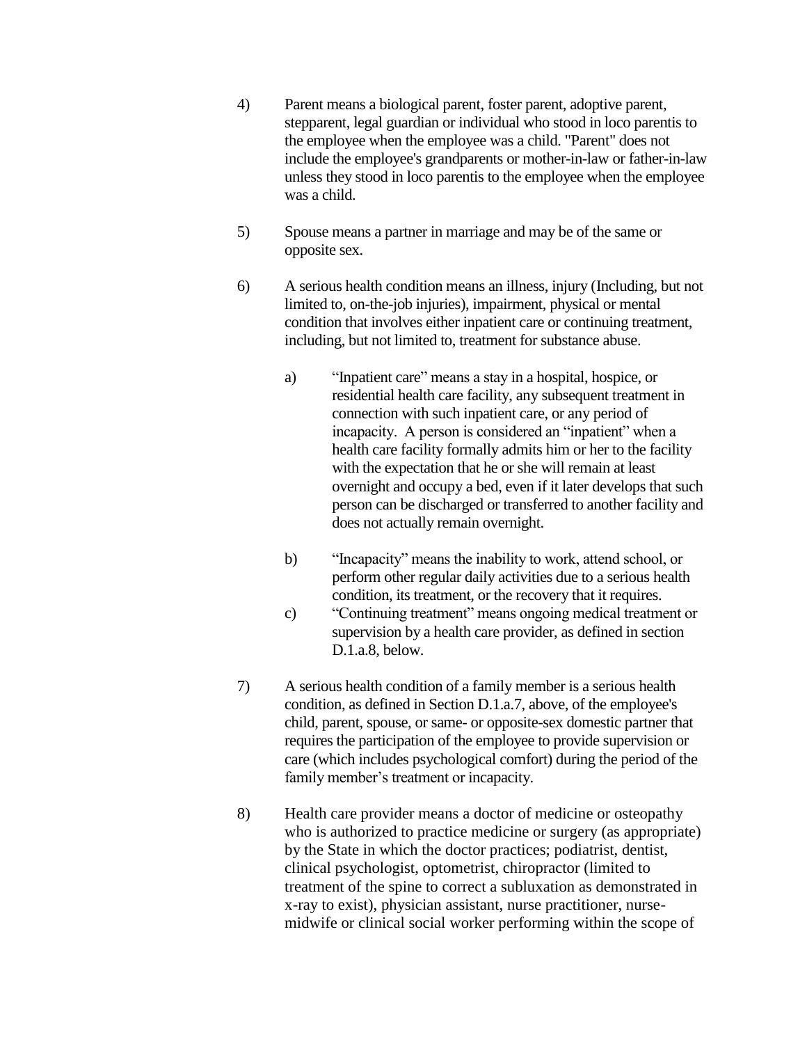4) Parent means a biological parent, foster parent, adoptive parent, stepparent, legal guardian or individual who stood in loco parentis to the employee when the employee was a child. "Parent" does not include the employee's grandparents or mother-in-law or father-in-law unless they stood in loco parentis to the employee when the employee was a child.

5) Spouse means a partner in marriage and may be of the same or opposite sex.

6) A serious health condition means an illness, injury (Including, but not limited to, on-the-job injuries), impairment, physical or mental condition that involves either inpatient care or continuing treatment, including, but not limited to, treatment for substance abuse.

   a) "Inpatient care" means a stay in a hospital, hospice, or residential health care facility, any subsequent treatment in connection with such inpatient care, or any period of incapacity. A person is considered an "inpatient" when a health care facility formally admits him or her to the facility with the expectation that he or she will remain at least overnight and occupy a bed, even if it later develops that such person can be discharged or transferred to another facility and does not actually remain overnight.

   b) "Incapacity" means the inability to work, attend school, or perform other regular daily activities due to a serious health condition, its treatment, or the recovery that it requires.

   c) "Continuing treatment" means ongoing medical treatment or supervision by a health care provider, as defined in section D.1.a.8, below.

7) A serious health condition of a family member is a serious health condition, as defined in Section D.1.a.7, above, of the employee's child, parent, spouse, or same- or opposite-sex domestic partner that requires the participation of the employee to provide supervision or care (which includes psychological comfort) during the period of the family member's treatment or incapacity.

8) Health care provider means a doctor of medicine or osteopathy who is authorized to practice medicine or surgery (as appropriate) by the State in which the doctor practices; podiatrist, dentist, clinical psychologist, optometrist, chiropractor (limited to treatment of the spine to correct a subluxation as demonstrated in x-ray to exist), physician assistant, nurse practitioner, nurse-midwife or clinical social worker performing within the scope of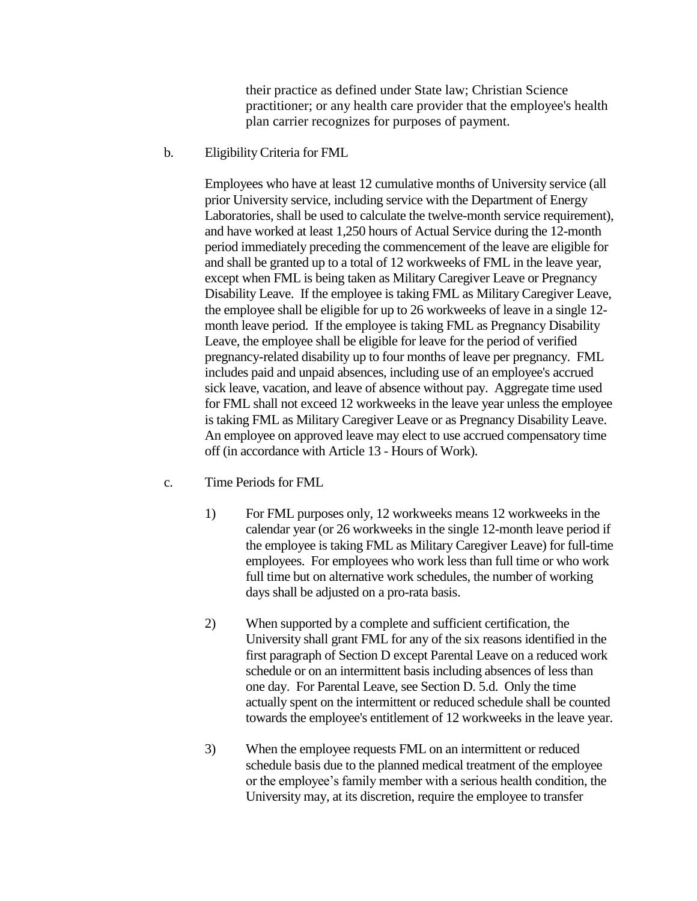their practice as defined under State law; Christian Science practitioner; or any health care provider that the employee's health plan carrier recognizes for purposes of payment.

b. Eligibility Criteria for FML

Employees who have at least 12 cumulative months of University service (all prior University service, including service with the Department of Energy Laboratories, shall be used to calculate the twelve-month service requirement), and have worked at least 1,250 hours of Actual Service during the 12-month period immediately preceding the commencement of the leave are eligible for and shall be granted up to a total of 12 workweeks of FML in the leave year, except when FML is being taken as Military Caregiver Leave or Pregnancy Disability Leave. If the employee is taking FML as Military Caregiver Leave, the employee shall be eligible for up to 26 workweeks of leave in a single 12-month leave period. If the employee is taking FML as Pregnancy Disability Leave, the employee shall be eligible for leave for the period of verified pregnancy-related disability up to four months of leave per pregnancy. FML includes paid and unpaid absences, including use of an employee's accrued sick leave, vacation, and leave of absence without pay. Aggregate time used for FML shall not exceed 12 workweeks in the leave year unless the employee is taking FML as Military Caregiver Leave or as Pregnancy Disability Leave. An employee on approved leave may elect to use accrued compensatory time off (in accordance with Article 13 - Hours of Work).

c. Time Periods for FML

1) For FML purposes only, 12 workweeks means 12 workweeks in the calendar year (or 26 workweeks in the single 12-month leave period if the employee is taking FML as Military Caregiver Leave) for full-time employees. For employees who work less than full time or who work full time but on alternative work schedules, the number of working days shall be adjusted on a pro-rata basis.

2) When supported by a complete and sufficient certification, the University shall grant FML for any of the six reasons identified in the first paragraph of Section D except Parental Leave on a reduced work schedule or on an intermittent basis including absences of less than one day. For Parental Leave, see Section D. 5.d. Only the time actually spent on the intermittent or reduced schedule shall be counted towards the employee's entitlement of 12 workweeks in the leave year.

3) When the employee requests FML on an intermittent or reduced schedule basis due to the planned medical treatment of the employee or the employee's family member with a serious health condition, the University may, at its discretion, require the employee to transfer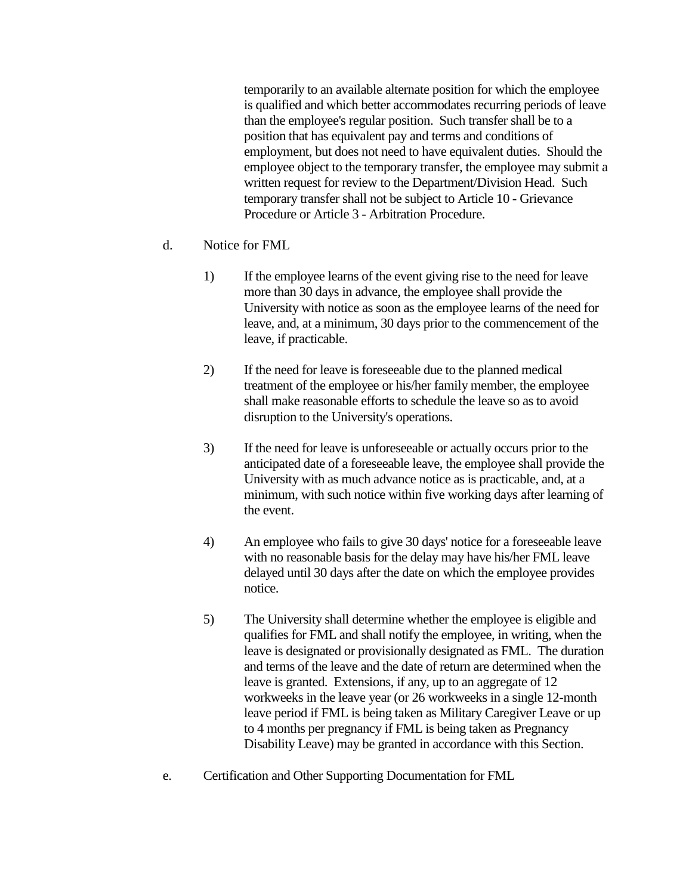temporarily to an available alternate position for which the employee is qualified and which better accommodates recurring periods of leave than the employee's regular position. Such transfer shall be to a position that has equivalent pay and terms and conditions of employment, but does not need to have equivalent duties. Should the employee object to the temporary transfer, the employee may submit a written request for review to the Department/Division Head. Such temporary transfer shall not be subject to Article 10 - Grievance Procedure or Article 3 - Arbitration Procedure.

d. Notice for FML

1) If the employee learns of the event giving rise to the need for leave more than 30 days in advance, the employee shall provide the University with notice as soon as the employee learns of the need for leave, and, at a minimum, 30 days prior to the commencement of the leave, if practicable.

2) If the need for leave is foreseeable due to the planned medical treatment of the employee or his/her family member, the employee shall make reasonable efforts to schedule the leave so as to avoid disruption to the University's operations.

3) If the need for leave is unforeseeable or actually occurs prior to the anticipated date of a foreseeable leave, the employee shall provide the University with as much advance notice as is practicable, and, at a minimum, with such notice within five working days after learning of the event.

4) An employee who fails to give 30 days' notice for a foreseeable leave with no reasonable basis for the delay may have his/her FML leave delayed until 30 days after the date on which the employee provides notice.

5) The University shall determine whether the employee is eligible and qualifies for FML and shall notify the employee, in writing, when the leave is designated or provisionally designated as FML. The duration and terms of the leave and the date of return are determined when the leave is granted. Extensions, if any, up to an aggregate of 12 workweeks in the leave year (or 26 workweeks in a single 12-month leave period if FML is being taken as Military Caregiver Leave or up to 4 months per pregnancy if FML is being taken as Pregnancy Disability Leave) may be granted in accordance with this Section.

e. Certification and Other Supporting Documentation for FML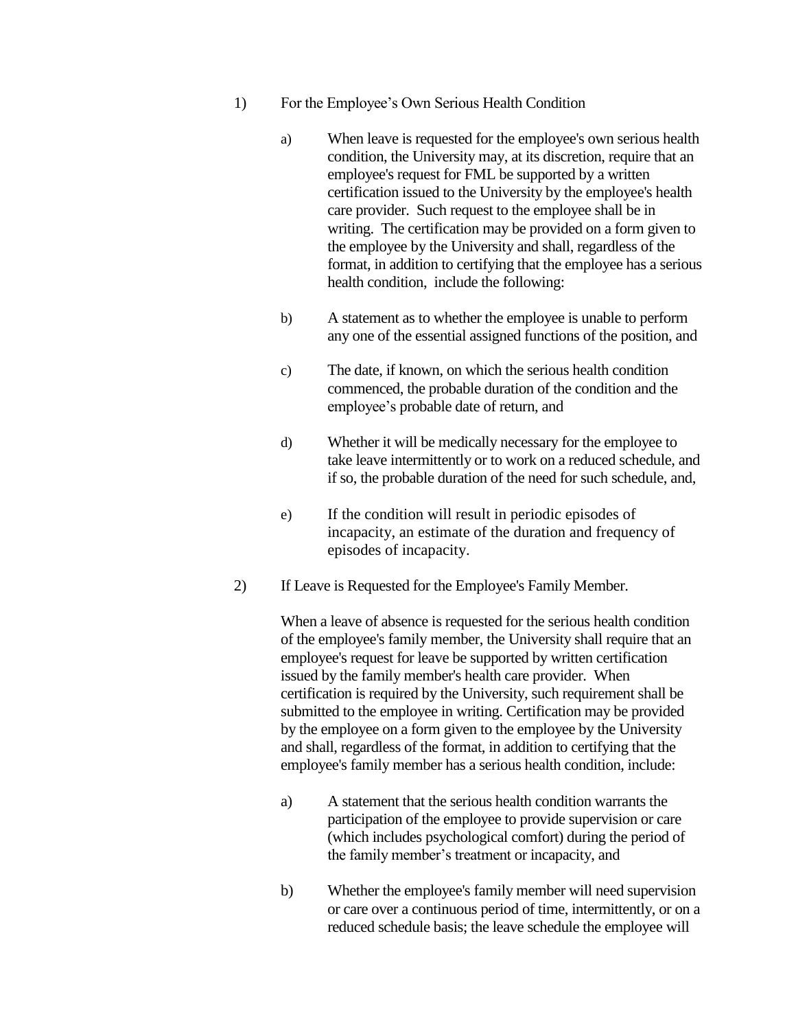1) For the Employee's Own Serious Health Condition

   a) When leave is requested for the employee's own serious health condition, the University may, at its discretion, require that an employee's request for FML be supported by a written certification issued to the University by the employee's health care provider. Such request to the employee shall be in writing. The certification may be provided on a form given to the employee by the University and shall, regardless of the format, in addition to certifying that the employee has a serious health condition, include the following:

   b) A statement as to whether the employee is unable to perform any one of the essential assigned functions of the position, and

   c) The date, if known, on which the serious health condition commenced, the probable duration of the condition and the employee's probable date of return, and

   d) Whether it will be medically necessary for the employee to take leave intermittently or to work on a reduced schedule, and if so, the probable duration of the need for such schedule, and,

   e) If the condition will result in periodic episodes of incapacity, an estimate of the duration and frequency of episodes of incapacity.

2) If Leave is Requested for the Employee's Family Member.

   When a leave of absence is requested for the serious health condition of the employee's family member, the University shall require that an employee's request for leave be supported by written certification issued by the family member's health care provider. When certification is required by the University, such requirement shall be submitted to the employee in writing. Certification may be provided by the employee on a form given to the employee by the University and shall, regardless of the format, in addition to certifying that the employee's family member has a serious health condition, include:

   a) A statement that the serious health condition warrants the participation of the employee to provide supervision or care (which includes psychological comfort) during the period of the family member's treatment or incapacity, and

   b) Whether the employee's family member will need supervision or care over a continuous period of time, intermittently, or on a reduced schedule basis; the leave schedule the employee will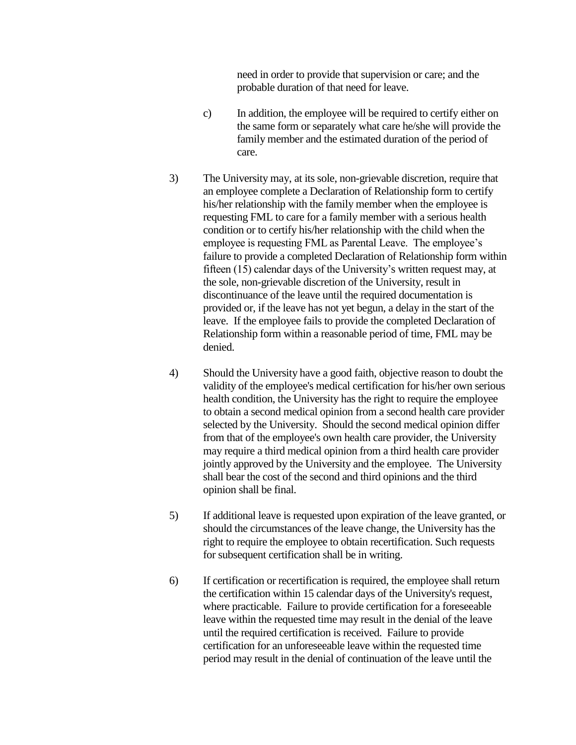need in order to provide that supervision or care; and the probable duration of that need for leave.

c) In addition, the employee will be required to certify either on the same form or separately what care he/she will provide the family member and the estimated duration of the period of care.

3) The University may, at its sole, non-grievable discretion, require that an employee complete a Declaration of Relationship form to certify his/her relationship with the family member when the employee is requesting FML to care for a family member with a serious health condition or to certify his/her relationship with the child when the employee is requesting FML as Parental Leave. The employee's failure to provide a completed Declaration of Relationship form within fifteen (15) calendar days of the University's written request may, at the sole, non-grievable discretion of the University, result in discontinuance of the leave until the required documentation is provided or, if the leave has not yet begun, a delay in the start of the leave. If the employee fails to provide the completed Declaration of Relationship form within a reasonable period of time, FML may be denied.

4) Should the University have a good faith, objective reason to doubt the validity of the employee's medical certification for his/her own serious health condition, the University has the right to require the employee to obtain a second medical opinion from a second health care provider selected by the University. Should the second medical opinion differ from that of the employee's own health care provider, the University may require a third medical opinion from a third health care provider jointly approved by the University and the employee. The University shall bear the cost of the second and third opinions and the third opinion shall be final.

5) If additional leave is requested upon expiration of the leave granted, or should the circumstances of the leave change, the University has the right to require the employee to obtain recertification. Such requests for subsequent certification shall be in writing.

6) If certification or recertification is required, the employee shall return the certification within 15 calendar days of the University's request, where practicable. Failure to provide certification for a foreseeable leave within the requested time may result in the denial of the leave until the required certification is received. Failure to provide certification for an unforeseeable leave within the requested time period may result in the denial of continuation of the leave until the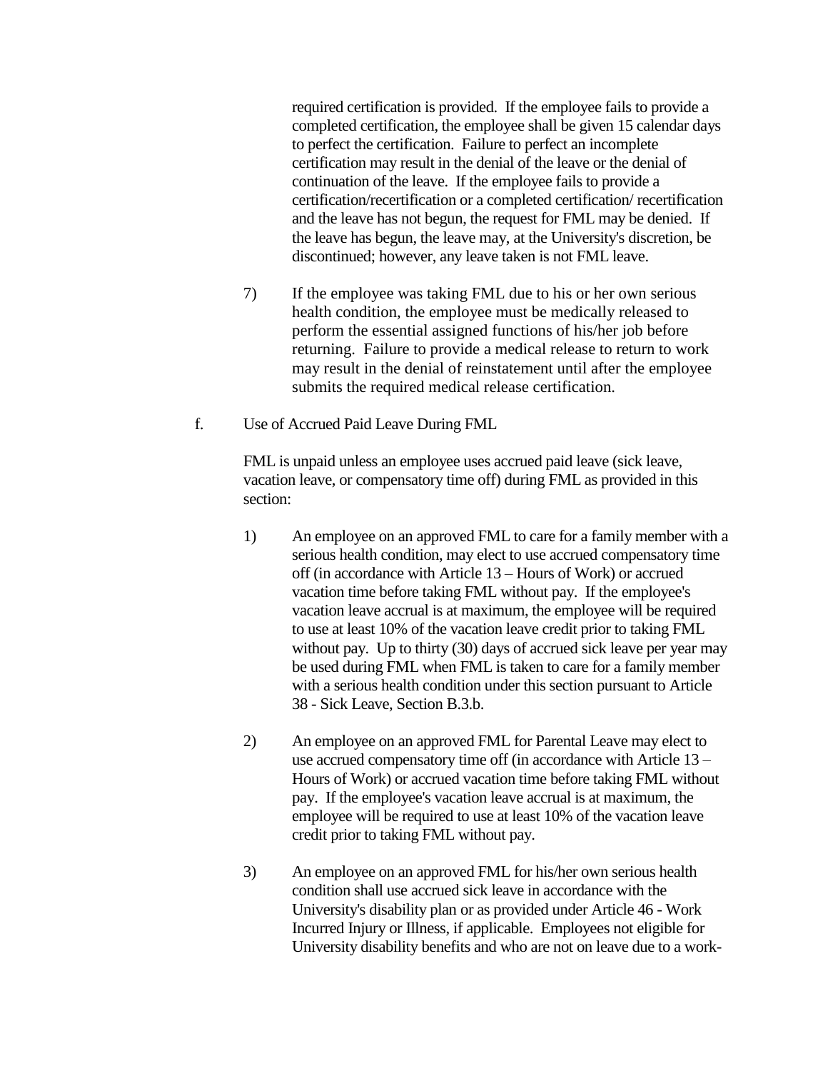required certification is provided. If the employee fails to provide a completed certification, the employee shall be given 15 calendar days to perfect the certification. Failure to perfect an incomplete certification may result in the denial of the leave or the denial of continuation of the leave. If the employee fails to provide a certification/recertification or a completed certification/ recertification and the leave has not begun, the request for FML may be denied. If the leave has begun, the leave may, at the University's discretion, be discontinued; however, any leave taken is not FML leave.

7) If the employee was taking FML due to his or her own serious health condition, the employee must be medically released to perform the essential assigned functions of his/her job before returning. Failure to provide a medical release to return to work may result in the denial of reinstatement until after the employee submits the required medical release certification.

f. Use of Accrued Paid Leave During FML

FML is unpaid unless an employee uses accrued paid leave (sick leave, vacation leave, or compensatory time off) during FML as provided in this section:

1) An employee on an approved FML to care for a family member with a serious health condition, may elect to use accrued compensatory time off (in accordance with Article 13 – Hours of Work) or accrued vacation time before taking FML without pay. If the employee's vacation leave accrual is at maximum, the employee will be required to use at least 10% of the vacation leave credit prior to taking FML without pay. Up to thirty (30) days of accrued sick leave per year may be used during FML when FML is taken to care for a family member with a serious health condition under this section pursuant to Article 38 - Sick Leave, Section B.3.b.

2) An employee on an approved FML for Parental Leave may elect to use accrued compensatory time off (in accordance with Article 13 – Hours of Work) or accrued vacation time before taking FML without pay. If the employee's vacation leave accrual is at maximum, the employee will be required to use at least 10% of the vacation leave credit prior to taking FML without pay.

3) An employee on an approved FML for his/her own serious health condition shall use accrued sick leave in accordance with the University's disability plan or as provided under Article 46 - Work Incurred Injury or Illness, if applicable. Employees not eligible for University disability benefits and who are not on leave due to a work-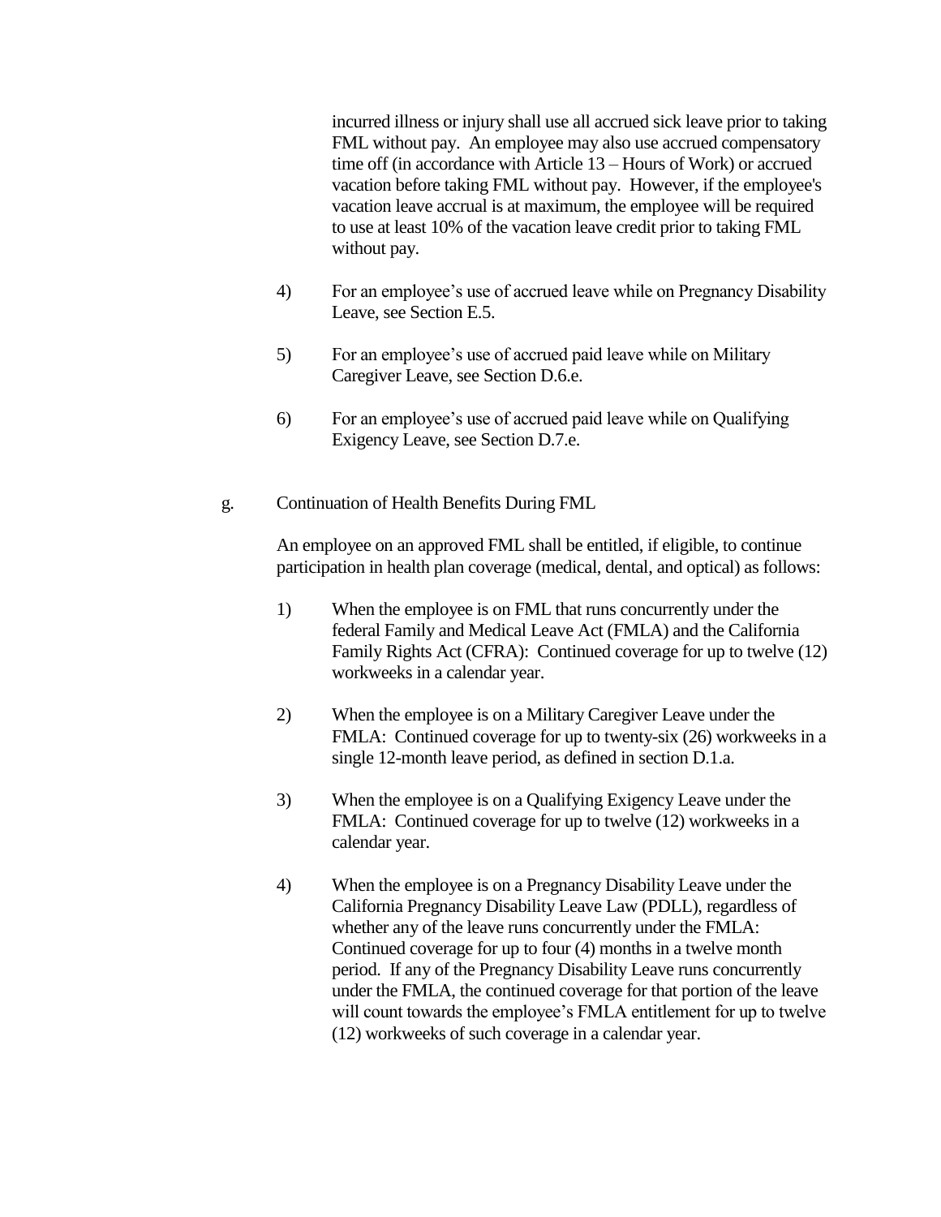incurred illness or injury shall use all accrued sick leave prior to taking FML without pay. An employee may also use accrued compensatory time off (in accordance with Article 13 – Hours of Work) or accrued vacation before taking FML without pay. However, if the employee's vacation leave accrual is at maximum, the employee will be required to use at least 10% of the vacation leave credit prior to taking FML without pay.

4) For an employee's use of accrued leave while on Pregnancy Disability Leave, see Section E.5.

5) For an employee's use of accrued paid leave while on Military Caregiver Leave, see Section D.6.e.

6) For an employee's use of accrued paid leave while on Qualifying Exigency Leave, see Section D.7.e.

g. Continuation of Health Benefits During FML

An employee on an approved FML shall be entitled, if eligible, to continue participation in health plan coverage (medical, dental, and optical) as follows:

1) When the employee is on FML that runs concurrently under the federal Family and Medical Leave Act (FMLA) and the California Family Rights Act (CFRA): Continued coverage for up to twelve (12) workweeks in a calendar year.

2) When the employee is on a Military Caregiver Leave under the FMLA: Continued coverage for up to twenty-six (26) workweeks in a single 12-month leave period, as defined in section D.1.a.

3) When the employee is on a Qualifying Exigency Leave under the FMLA: Continued coverage for up to twelve (12) workweeks in a calendar year.

4) When the employee is on a Pregnancy Disability Leave under the California Pregnancy Disability Leave Law (PDLL), regardless of whether any of the leave runs concurrently under the FMLA: Continued coverage for up to four (4) months in a twelve month period. If any of the Pregnancy Disability Leave runs concurrently under the FMLA, the continued coverage for that portion of the leave will count towards the employee's FMLA entitlement for up to twelve (12) workweeks of such coverage in a calendar year.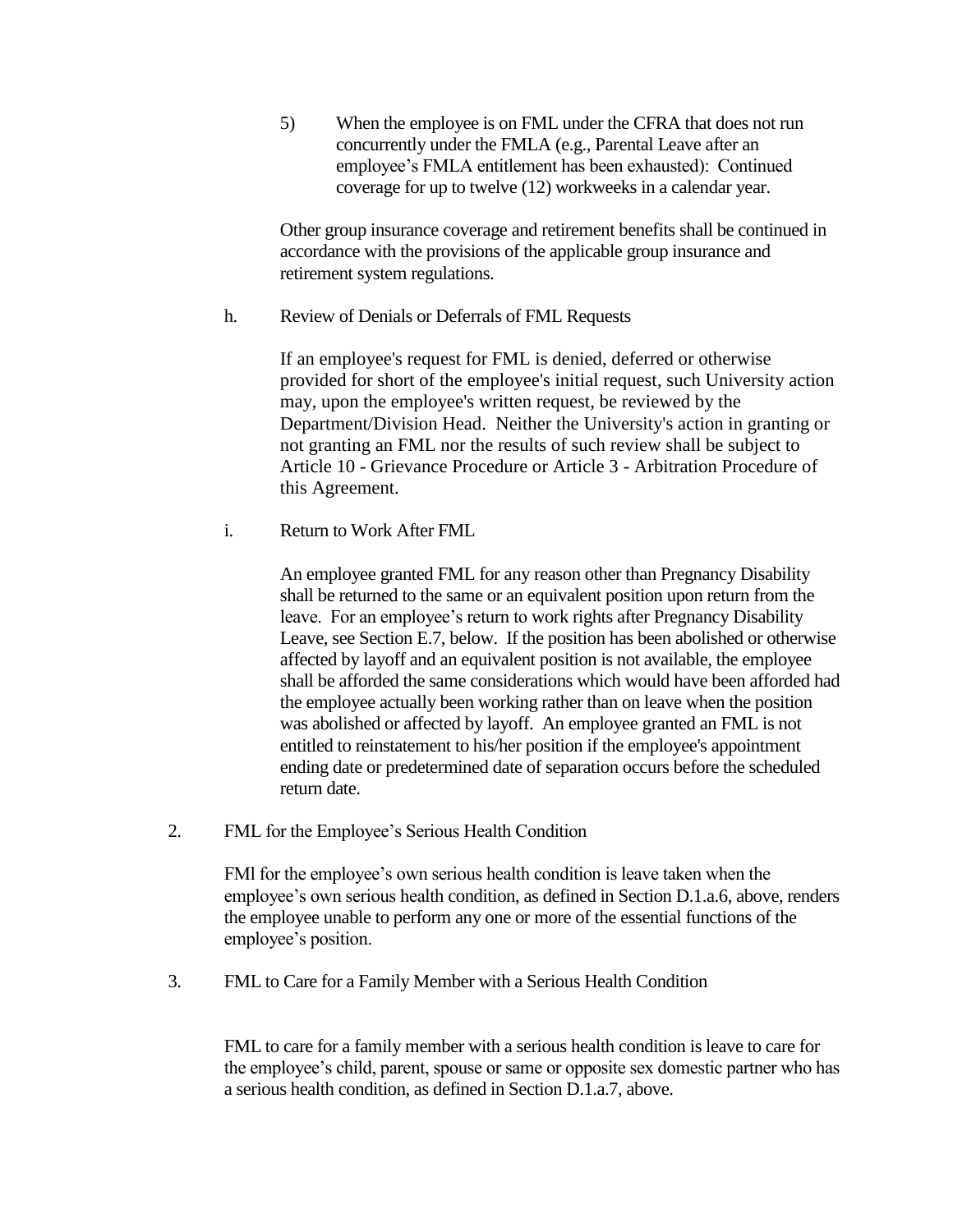5) When the employee is on FML under the CFRA that does not run concurrently under the FMLA (e.g., Parental Leave after an employee's FMLA entitlement has been exhausted): Continued coverage for up to twelve (12) workweeks in a calendar year.

Other group insurance coverage and retirement benefits shall be continued in accordance with the provisions of the applicable group insurance and retirement system regulations.

h. Review of Denials or Deferrals of FML Requests

If an employee's request for FML is denied, deferred or otherwise provided for short of the employee's initial request, such University action may, upon the employee's written request, be reviewed by the Department/Division Head. Neither the University's action in granting or not granting an FML nor the results of such review shall be subject to Article 10 - Grievance Procedure or Article 3 - Arbitration Procedure of this Agreement.

i. Return to Work After FML

An employee granted FML for any reason other than Pregnancy Disability shall be returned to the same or an equivalent position upon return from the leave. For an employee's return to work rights after Pregnancy Disability Leave, see Section E.7, below. If the position has been abolished or otherwise affected by layoff and an equivalent position is not available, the employee shall be afforded the same considerations which would have been afforded had the employee actually been working rather than on leave when the position was abolished or affected by layoff. An employee granted an FML is not entitled to reinstatement to his/her position if the employee's appointment ending date or predetermined date of separation occurs before the scheduled return date.

2. FML for the Employee's Serious Health Condition

FMl for the employee's own serious health condition is leave taken when the employee's own serious health condition, as defined in Section D.1.a.6, above, renders the employee unable to perform any one or more of the essential functions of the employee's position.

3. FML to Care for a Family Member with a Serious Health Condition

FML to care for a family member with a serious health condition is leave to care for the employee's child, parent, spouse or same or opposite sex domestic partner who has a serious health condition, as defined in Section D.1.a.7, above.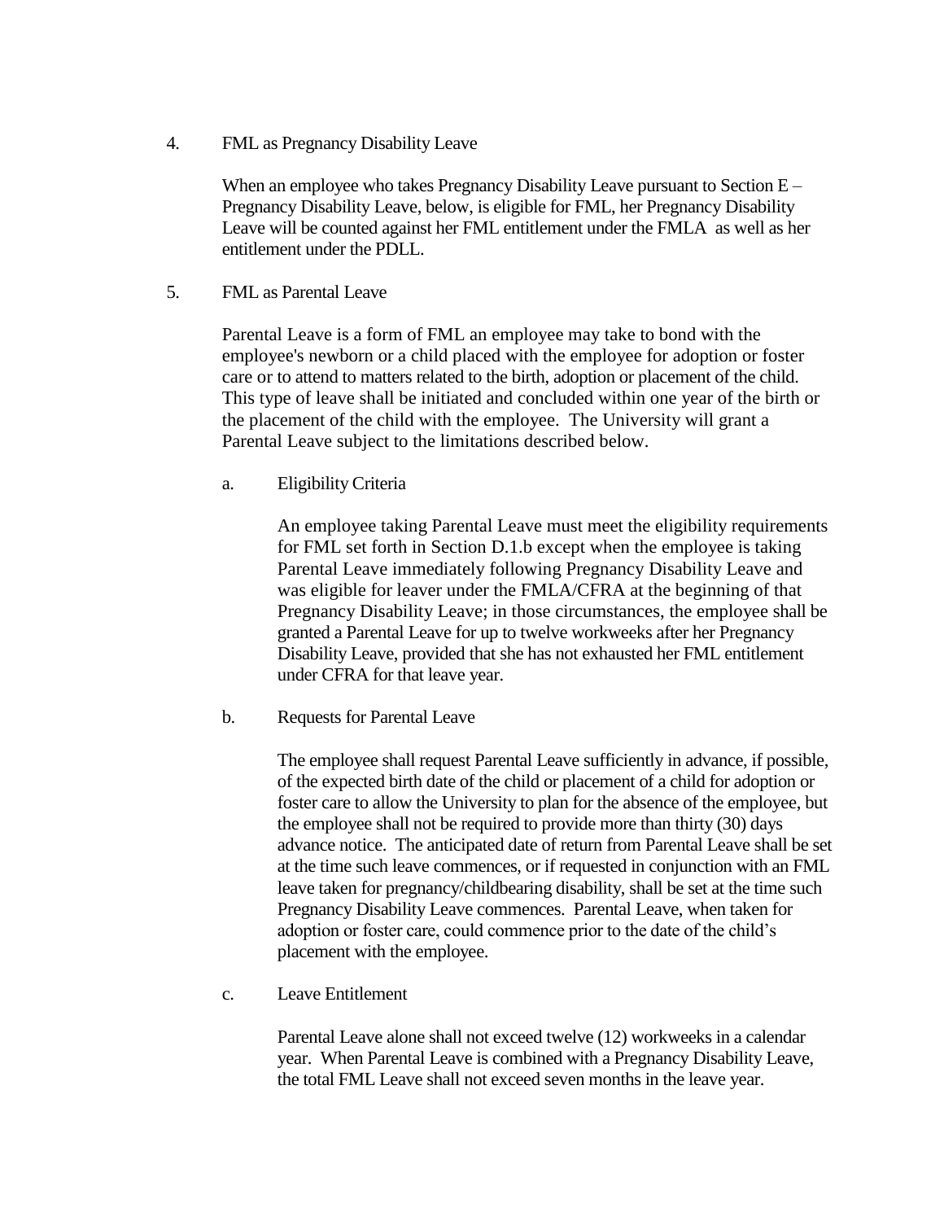4. FML as Pregnancy Disability Leave

When an employee who takes Pregnancy Disability Leave pursuant to Section E – Pregnancy Disability Leave, below, is eligible for FML, her Pregnancy Disability Leave will be counted against her FML entitlement under the FMLA as well as her entitlement under the PDLL.

5. FML as Parental Leave

Parental Leave is a form of FML an employee may take to bond with the employee's newborn or a child placed with the employee for adoption or foster care or to attend to matters related to the birth, adoption or placement of the child. This type of leave shall be initiated and concluded within one year of the birth or the placement of the child with the employee. The University will grant a Parental Leave subject to the limitations described below.

a. Eligibility Criteria

An employee taking Parental Leave must meet the eligibility requirements for FML set forth in Section D.1.b except when the employee is taking Parental Leave immediately following Pregnancy Disability Leave and was eligible for leaver under the FMLA/CFRA at the beginning of that Pregnancy Disability Leave; in those circumstances, the employee shall be granted a Parental Leave for up to twelve workweeks after her Pregnancy Disability Leave, provided that she has not exhausted her FML entitlement under CFRA for that leave year.

b. Requests for Parental Leave

The employee shall request Parental Leave sufficiently in advance, if possible, of the expected birth date of the child or placement of a child for adoption or foster care to allow the University to plan for the absence of the employee, but the employee shall not be required to provide more than thirty (30) days advance notice. The anticipated date of return from Parental Leave shall be set at the time such leave commences, or if requested in conjunction with an FML leave taken for pregnancy/childbearing disability, shall be set at the time such Pregnancy Disability Leave commences. Parental Leave, when taken for adoption or foster care, could commence prior to the date of the child's placement with the employee.

c. Leave Entitlement

Parental Leave alone shall not exceed twelve (12) workweeks in a calendar year. When Parental Leave is combined with a Pregnancy Disability Leave, the total FML Leave shall not exceed seven months in the leave year.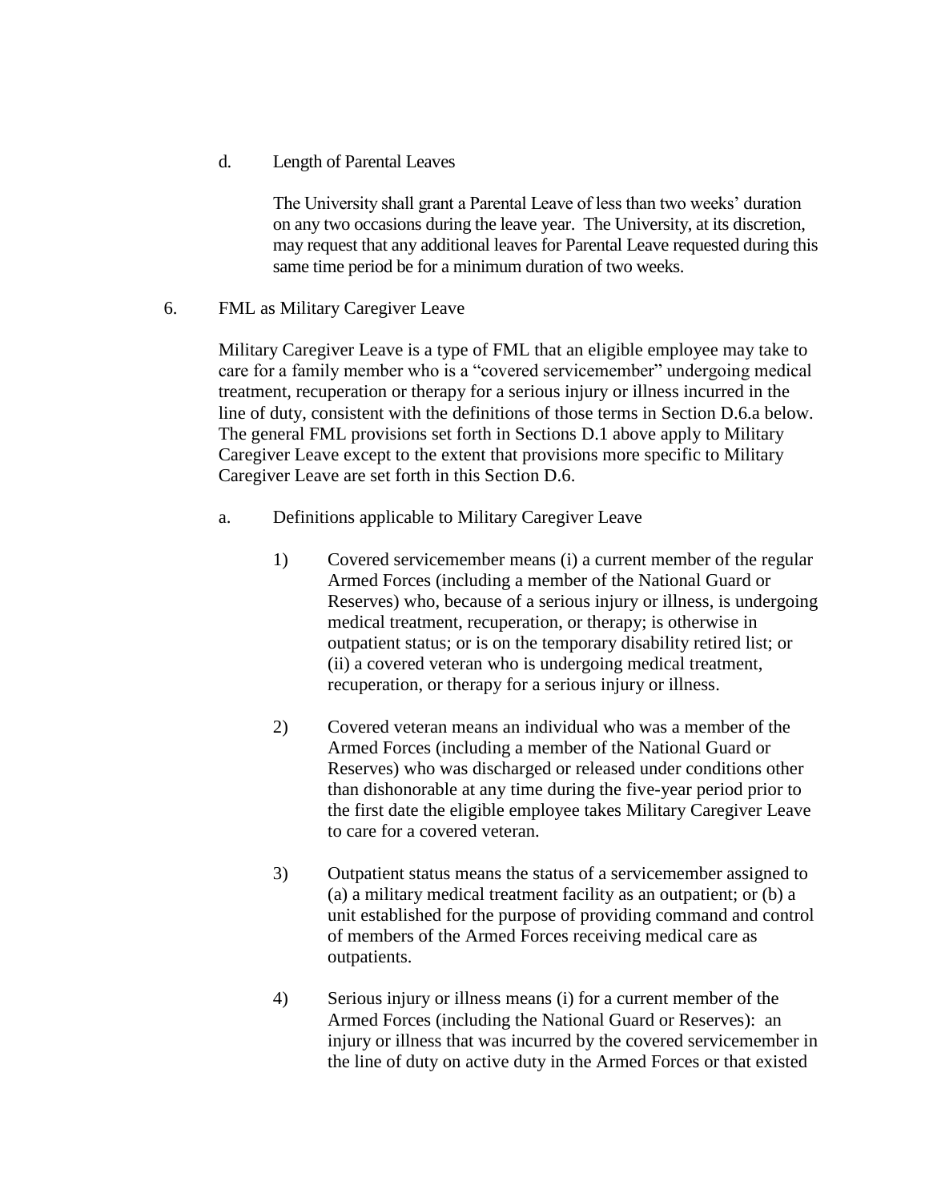d. Length of Parental Leaves

The University shall grant a Parental Leave of less than two weeks' duration on any two occasions during the leave year. The University, at its discretion, may request that any additional leaves for Parental Leave requested during this same time period be for a minimum duration of two weeks.

6. FML as Military Caregiver Leave

Military Caregiver Leave is a type of FML that an eligible employee may take to care for a family member who is a "covered servicemember" undergoing medical treatment, recuperation or therapy for a serious injury or illness incurred in the line of duty, consistent with the definitions of those terms in Section D.6.a below. The general FML provisions set forth in Sections D.1 above apply to Military Caregiver Leave except to the extent that provisions more specific to Military Caregiver Leave are set forth in this Section D.6.

a. Definitions applicable to Military Caregiver Leave

1) Covered servicemember means (i) a current member of the regular Armed Forces (including a member of the National Guard or Reserves) who, because of a serious injury or illness, is undergoing medical treatment, recuperation, or therapy; is otherwise in outpatient status; or is on the temporary disability retired list; or (ii) a covered veteran who is undergoing medical treatment, recuperation, or therapy for a serious injury or illness.

2) Covered veteran means an individual who was a member of the Armed Forces (including a member of the National Guard or Reserves) who was discharged or released under conditions other than dishonorable at any time during the five-year period prior to the first date the eligible employee takes Military Caregiver Leave to care for a covered veteran.

3) Outpatient status means the status of a servicemember assigned to (a) a military medical treatment facility as an outpatient; or (b) a unit established for the purpose of providing command and control of members of the Armed Forces receiving medical care as outpatients.

4) Serious injury or illness means (i) for a current member of the Armed Forces (including the National Guard or Reserves): an injury or illness that was incurred by the covered servicemember in the line of duty on active duty in the Armed Forces or that existed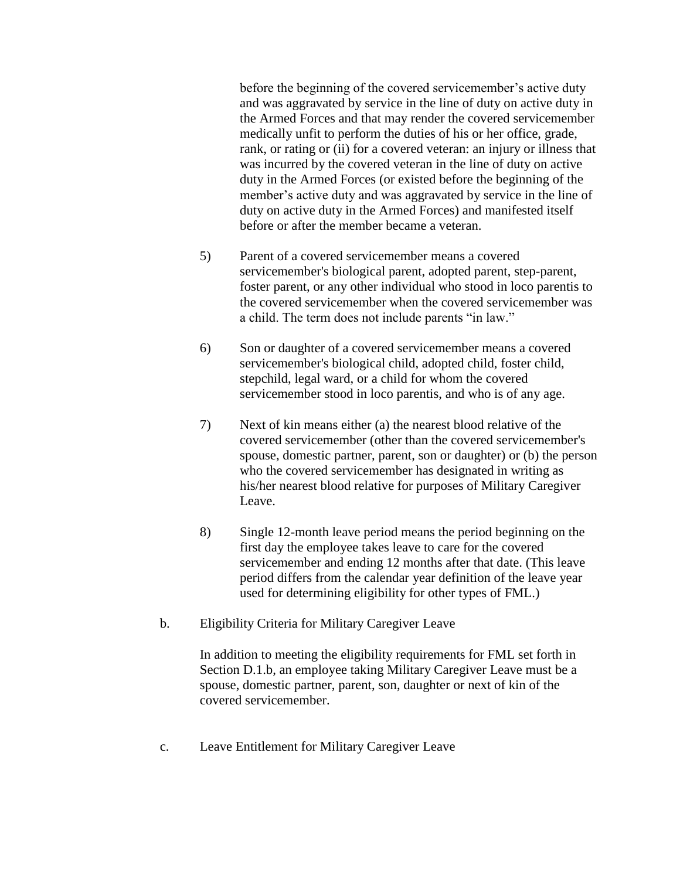before the beginning of the covered servicemember's active duty and was aggravated by service in the line of duty on active duty in the Armed Forces and that may render the covered servicemember medically unfit to perform the duties of his or her office, grade, rank, or rating or (ii) for a covered veteran: an injury or illness that was incurred by the covered veteran in the line of duty on active duty in the Armed Forces (or existed before the beginning of the member's active duty and was aggravated by service in the line of duty on active duty in the Armed Forces) and manifested itself before or after the member became a veteran.

5) Parent of a covered servicemember means a covered servicemember's biological parent, adopted parent, step-parent, foster parent, or any other individual who stood in loco parentis to the covered servicemember when the covered servicemember was a child. The term does not include parents "in law."

6) Son or daughter of a covered servicemember means a covered servicemember's biological child, adopted child, foster child, stepchild, legal ward, or a child for whom the covered servicemember stood in loco parentis, and who is of any age.

7) Next of kin means either (a) the nearest blood relative of the covered servicemember (other than the covered servicemember's spouse, domestic partner, parent, son or daughter) or (b) the person who the covered servicemember has designated in writing as his/her nearest blood relative for purposes of Military Caregiver Leave.

8) Single 12-month leave period means the period beginning on the first day the employee takes leave to care for the covered servicemember and ending 12 months after that date. (This leave period differs from the calendar year definition of the leave year used for determining eligibility for other types of FML.)

b. Eligibility Criteria for Military Caregiver Leave

In addition to meeting the eligibility requirements for FML set forth in Section D.1.b, an employee taking Military Caregiver Leave must be a spouse, domestic partner, parent, son, daughter or next of kin of the covered servicemember.

c. Leave Entitlement for Military Caregiver Leave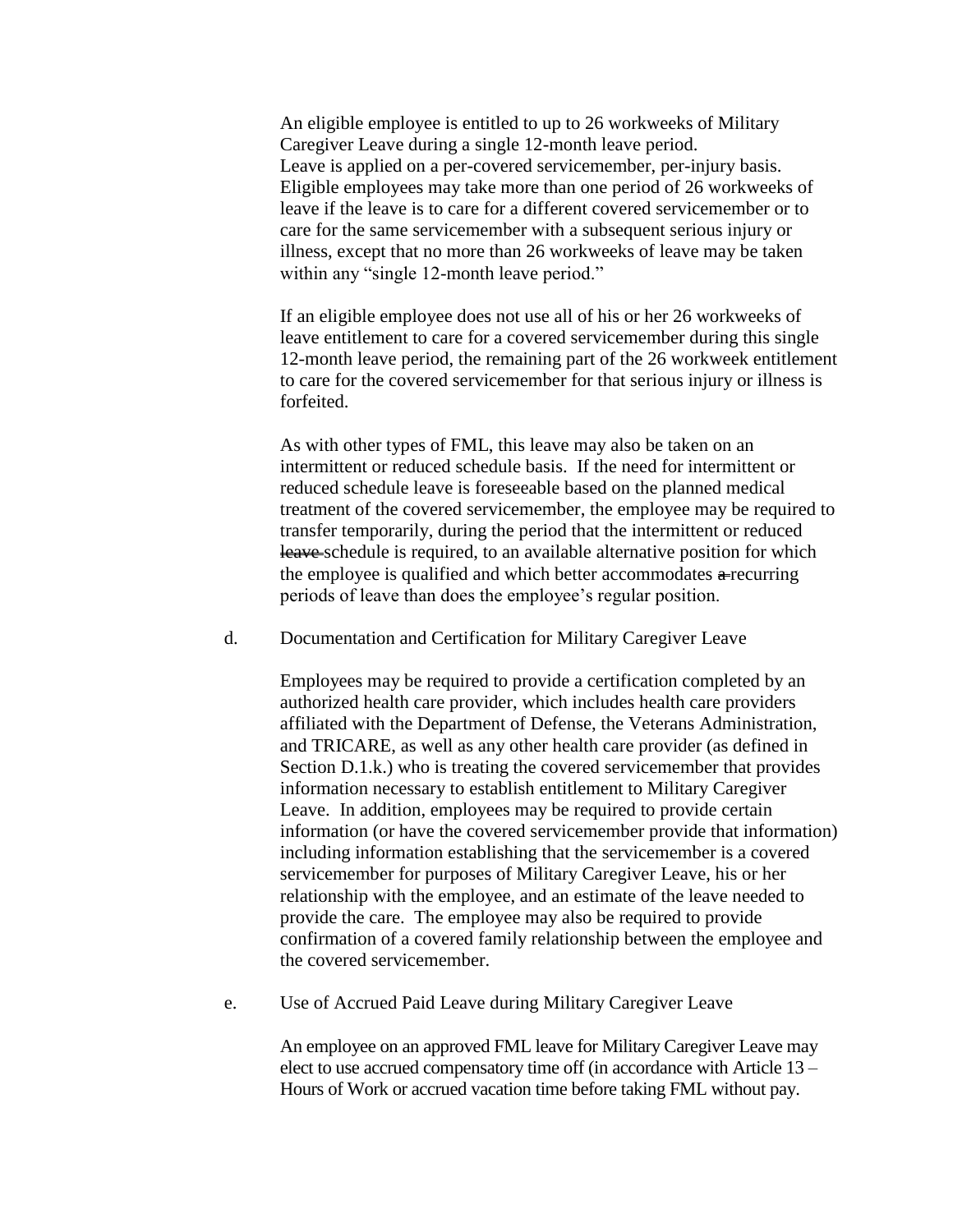An eligible employee is entitled to up to 26 workweeks of Military Caregiver Leave during a single 12-month leave period. Leave is applied on a per-covered servicemember, per-injury basis. Eligible employees may take more than one period of 26 workweeks of leave if the leave is to care for a different covered servicemember or to care for the same servicemember with a subsequent serious injury or illness, except that no more than 26 workweeks of leave may be taken within any "single 12-month leave period."

If an eligible employee does not use all of his or her 26 workweeks of leave entitlement to care for a covered servicemember during this single 12-month leave period, the remaining part of the 26 workweek entitlement to care for the covered servicemember for that serious injury or illness is forfeited.

As with other types of FML, this leave may also be taken on an intermittent or reduced schedule basis. If the need for intermittent or reduced schedule leave is foreseeable based on the planned medical treatment of the covered servicemember, the employee may be required to transfer temporarily, during the period that the intermittent or reduced ~~leave~~ schedule is required, to an available alternative position for which the employee is qualified and which better accommodates ~~a~~ recurring periods of leave than does the employee's regular position.

d. Documentation and Certification for Military Caregiver Leave

Employees may be required to provide a certification completed by an authorized health care provider, which includes health care providers affiliated with the Department of Defense, the Veterans Administration, and TRICARE, as well as any other health care provider (as defined in Section D.1.k.) who is treating the covered servicemember that provides information necessary to establish entitlement to Military Caregiver Leave. In addition, employees may be required to provide certain information (or have the covered servicemember provide that information) including information establishing that the servicemember is a covered servicemember for purposes of Military Caregiver Leave, his or her relationship with the employee, and an estimate of the leave needed to provide the care. The employee may also be required to provide confirmation of a covered family relationship between the employee and the covered servicemember.

e. Use of Accrued Paid Leave during Military Caregiver Leave

An employee on an approved FML leave for Military Caregiver Leave may elect to use accrued compensatory time off (in accordance with Article 13 – Hours of Work or accrued vacation time before taking FML without pay.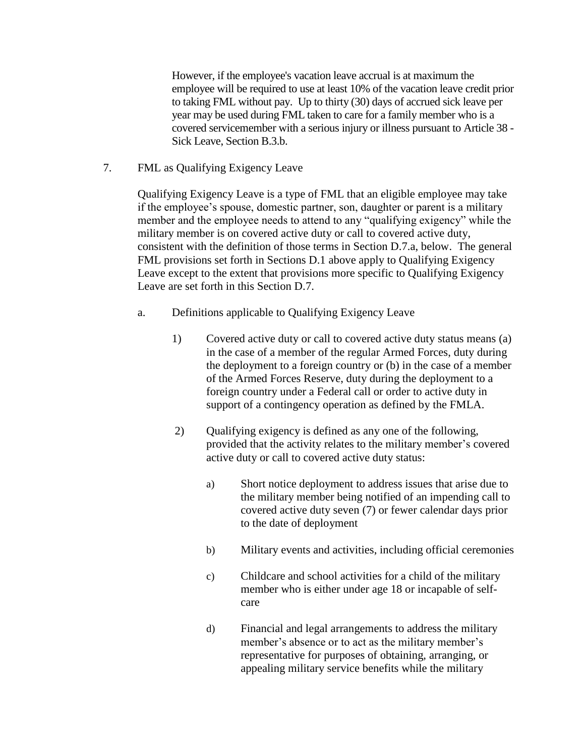However, if the employee's vacation leave accrual is at maximum the employee will be required to use at least 10% of the vacation leave credit prior to taking FML without pay. Up to thirty (30) days of accrued sick leave per year may be used during FML taken to care for a family member who is a covered servicemember with a serious injury or illness pursuant to Article 38 - Sick Leave, Section B.3.b.

7. FML as Qualifying Exigency Leave

   Qualifying Exigency Leave is a type of FML that an eligible employee may take if the employee's spouse, domestic partner, son, daughter or parent is a military member and the employee needs to attend to any "qualifying exigency" while the military member is on covered active duty or call to covered active duty, consistent with the definition of those terms in Section D.7.a, below. The general FML provisions set forth in Sections D.1 above apply to Qualifying Exigency Leave except to the extent that provisions more specific to Qualifying Exigency Leave are set forth in this Section D.7.

   a. Definitions applicable to Qualifying Exigency Leave

      1) Covered active duty or call to covered active duty status means (a) in the case of a member of the regular Armed Forces, duty during the deployment to a foreign country or (b) in the case of a member of the Armed Forces Reserve, duty during the deployment to a foreign country under a Federal call or order to active duty in support of a contingency operation as defined by the FMLA.

      2) Qualifying exigency is defined as any one of the following, provided that the activity relates to the military member's covered active duty or call to covered active duty status:

         a) Short notice deployment to address issues that arise due to the military member being notified of an impending call to covered active duty seven (7) or fewer calendar days prior to the date of deployment

         b) Military events and activities, including official ceremonies

         c) Childcare and school activities for a child of the military member who is either under age 18 or incapable of self-care

         d) Financial and legal arrangements to address the military member's absence or to act as the military member's representative for purposes of obtaining, arranging, or appealing military service benefits while the military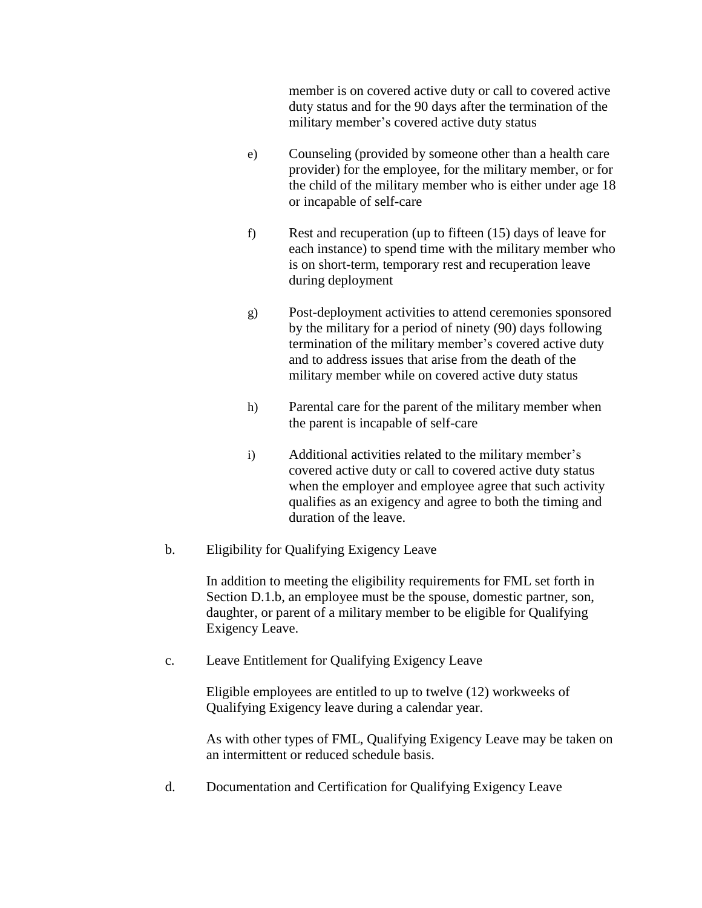member is on covered active duty or call to covered active duty status and for the 90 days after the termination of the military member's covered active duty status

e) Counseling (provided by someone other than a health care provider) for the employee, for the military member, or for the child of the military member who is either under age 18 or incapable of self-care

f) Rest and recuperation (up to fifteen (15) days of leave for each instance) to spend time with the military member who is on short-term, temporary rest and recuperation leave during deployment

g) Post-deployment activities to attend ceremonies sponsored by the military for a period of ninety (90) days following termination of the military member's covered active duty and to address issues that arise from the death of the military member while on covered active duty status

h) Parental care for the parent of the military member when the parent is incapable of self-care

i) Additional activities related to the military member's covered active duty or call to covered active duty status when the employer and employee agree that such activity qualifies as an exigency and agree to both the timing and duration of the leave.

b. Eligibility for Qualifying Exigency Leave

In addition to meeting the eligibility requirements for FML set forth in Section D.1.b, an employee must be the spouse, domestic partner, son, daughter, or parent of a military member to be eligible for Qualifying Exigency Leave.

c. Leave Entitlement for Qualifying Exigency Leave

Eligible employees are entitled to up to twelve (12) workweeks of Qualifying Exigency leave during a calendar year.

As with other types of FML, Qualifying Exigency Leave may be taken on an intermittent or reduced schedule basis.

d. Documentation and Certification for Qualifying Exigency Leave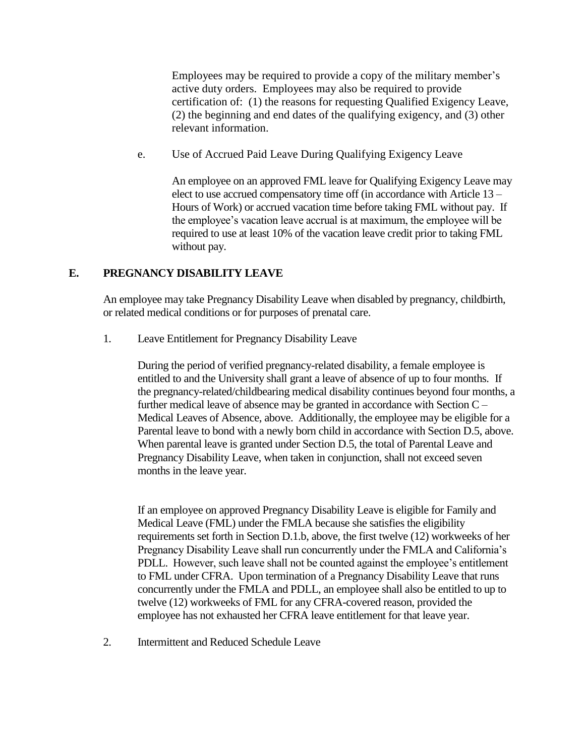Employees may be required to provide a copy of the military member's active duty orders. Employees may also be required to provide certification of: (1) the reasons for requesting Qualified Exigency Leave, (2) the beginning and end dates of the qualifying exigency, and (3) other relevant information.

e. Use of Accrued Paid Leave During Qualifying Exigency Leave

An employee on an approved FML leave for Qualifying Exigency Leave may elect to use accrued compensatory time off (in accordance with Article 13 – Hours of Work) or accrued vacation time before taking FML without pay. If the employee's vacation leave accrual is at maximum, the employee will be required to use at least 10% of the vacation leave credit prior to taking FML without pay.

## E. PREGNANCY DISABILITY LEAVE

An employee may take Pregnancy Disability Leave when disabled by pregnancy, childbirth, or related medical conditions or for purposes of prenatal care.

1. Leave Entitlement for Pregnancy Disability Leave

During the period of verified pregnancy-related disability, a female employee is entitled to and the University shall grant a leave of absence of up to four months. If the pregnancy-related/childbearing medical disability continues beyond four months, a further medical leave of absence may be granted in accordance with Section C – Medical Leaves of Absence, above. Additionally, the employee may be eligible for a Parental leave to bond with a newly born child in accordance with Section D.5, above. When parental leave is granted under Section D.5, the total of Parental Leave and Pregnancy Disability Leave, when taken in conjunction, shall not exceed seven months in the leave year.

If an employee on approved Pregnancy Disability Leave is eligible for Family and Medical Leave (FML) under the FMLA because she satisfies the eligibility requirements set forth in Section D.1.b, above, the first twelve (12) workweeks of her Pregnancy Disability Leave shall run concurrently under the FMLA and California's PDLL. However, such leave shall not be counted against the employee's entitlement to FML under CFRA. Upon termination of a Pregnancy Disability Leave that runs concurrently under the FMLA and PDLL, an employee shall also be entitled to up to twelve (12) workweeks of FML for any CFRA-covered reason, provided the employee has not exhausted her CFRA leave entitlement for that leave year.

2. Intermittent and Reduced Schedule Leave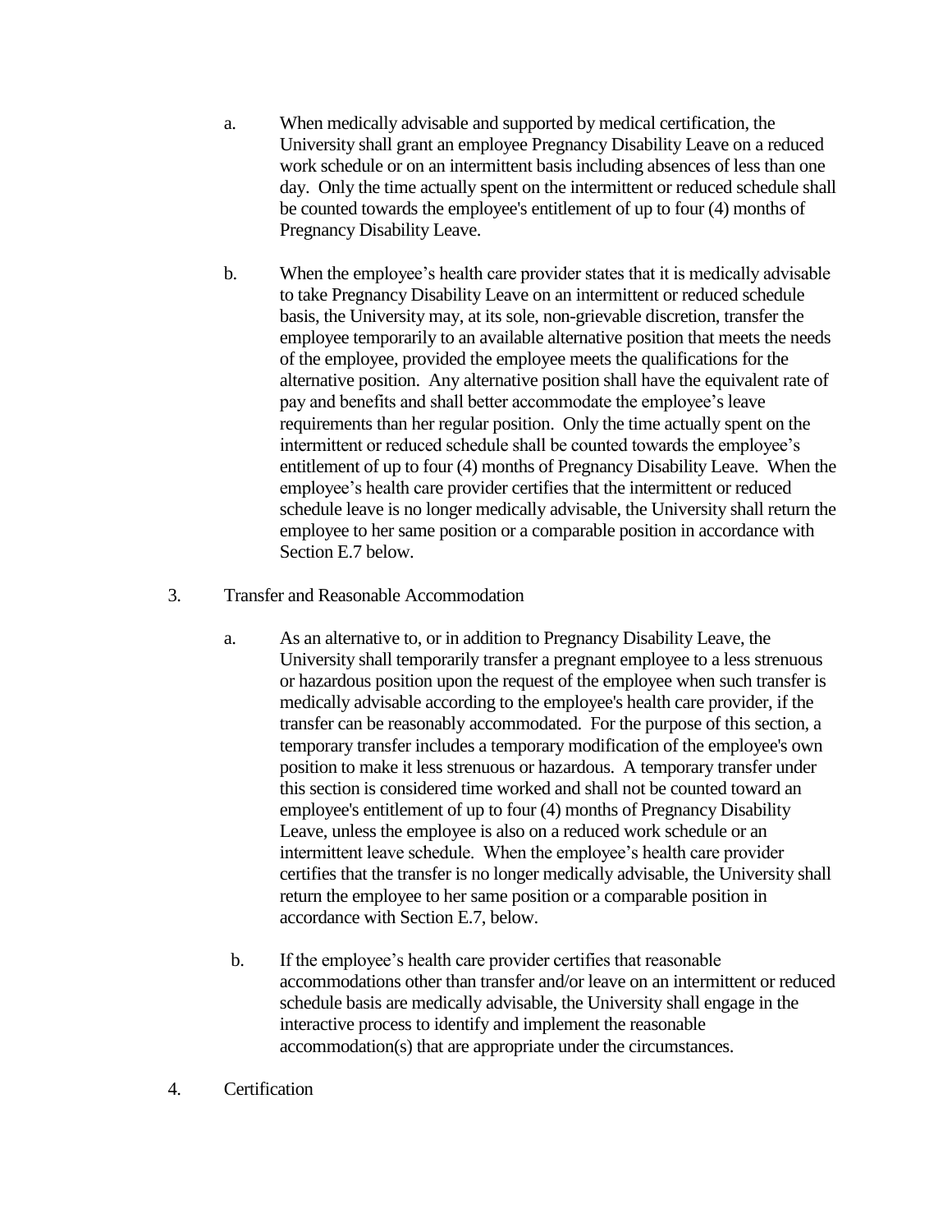a. When medically advisable and supported by medical certification, the University shall grant an employee Pregnancy Disability Leave on a reduced work schedule or on an intermittent basis including absences of less than one day. Only the time actually spent on the intermittent or reduced schedule shall be counted towards the employee's entitlement of up to four (4) months of Pregnancy Disability Leave.

b. When the employee's health care provider states that it is medically advisable to take Pregnancy Disability Leave on an intermittent or reduced schedule basis, the University may, at its sole, non-grievable discretion, transfer the employee temporarily to an available alternative position that meets the needs of the employee, provided the employee meets the qualifications for the alternative position. Any alternative position shall have the equivalent rate of pay and benefits and shall better accommodate the employee's leave requirements than her regular position. Only the time actually spent on the intermittent or reduced schedule shall be counted towards the employee's entitlement of up to four (4) months of Pregnancy Disability Leave. When the employee's health care provider certifies that the intermittent or reduced schedule leave is no longer medically advisable, the University shall return the employee to her same position or a comparable position in accordance with Section E.7 below.

3. Transfer and Reasonable Accommodation

a. As an alternative to, or in addition to Pregnancy Disability Leave, the University shall temporarily transfer a pregnant employee to a less strenuous or hazardous position upon the request of the employee when such transfer is medically advisable according to the employee's health care provider, if the transfer can be reasonably accommodated. For the purpose of this section, a temporary transfer includes a temporary modification of the employee's own position to make it less strenuous or hazardous. A temporary transfer under this section is considered time worked and shall not be counted toward an employee's entitlement of up to four (4) months of Pregnancy Disability Leave, unless the employee is also on a reduced work schedule or an intermittent leave schedule. When the employee's health care provider certifies that the transfer is no longer medically advisable, the University shall return the employee to her same position or a comparable position in accordance with Section E.7, below.

b. If the employee's health care provider certifies that reasonable accommodations other than transfer and/or leave on an intermittent or reduced schedule basis are medically advisable, the University shall engage in the interactive process to identify and implement the reasonable accommodation(s) that are appropriate under the circumstances.

4. Certification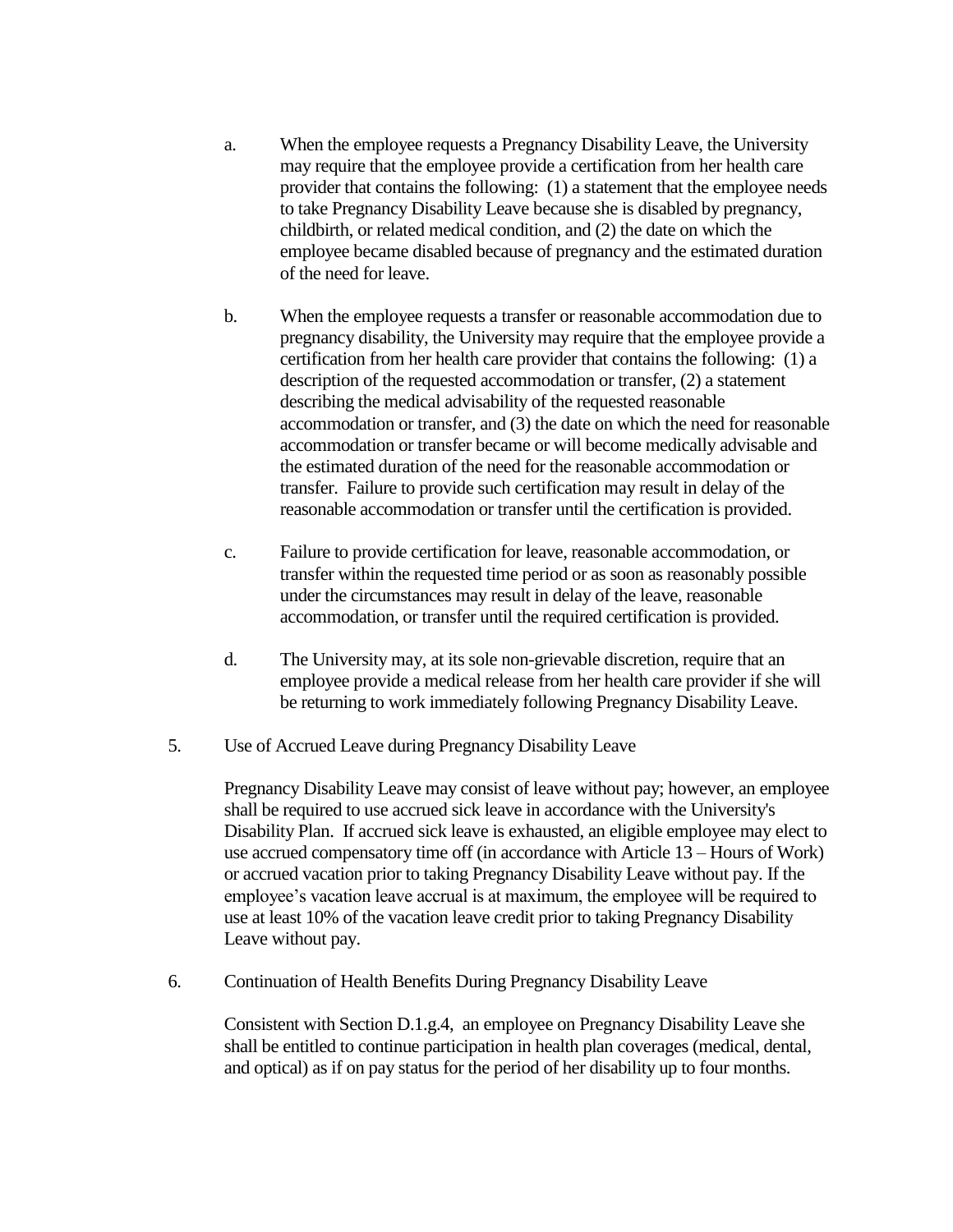a. When the employee requests a Pregnancy Disability Leave, the University may require that the employee provide a certification from her health care provider that contains the following: (1) a statement that the employee needs to take Pregnancy Disability Leave because she is disabled by pregnancy, childbirth, or related medical condition, and (2) the date on which the employee became disabled because of pregnancy and the estimated duration of the need for leave.

b. When the employee requests a transfer or reasonable accommodation due to pregnancy disability, the University may require that the employee provide a certification from her health care provider that contains the following: (1) a description of the requested accommodation or transfer, (2) a statement describing the medical advisability of the requested reasonable accommodation or transfer, and (3) the date on which the need for reasonable accommodation or transfer became or will become medically advisable and the estimated duration of the need for the reasonable accommodation or transfer. Failure to provide such certification may result in delay of the reasonable accommodation or transfer until the certification is provided.

c. Failure to provide certification for leave, reasonable accommodation, or transfer within the requested time period or as soon as reasonably possible under the circumstances may result in delay of the leave, reasonable accommodation, or transfer until the required certification is provided.

d. The University may, at its sole non-grievable discretion, require that an employee provide a medical release from her health care provider if she will be returning to work immediately following Pregnancy Disability Leave.

5. Use of Accrued Leave during Pregnancy Disability Leave

Pregnancy Disability Leave may consist of leave without pay; however, an employee shall be required to use accrued sick leave in accordance with the University's Disability Plan. If accrued sick leave is exhausted, an eligible employee may elect to use accrued compensatory time off (in accordance with Article 13 – Hours of Work) or accrued vacation prior to taking Pregnancy Disability Leave without pay. If the employee's vacation leave accrual is at maximum, the employee will be required to use at least 10% of the vacation leave credit prior to taking Pregnancy Disability Leave without pay.

6. Continuation of Health Benefits During Pregnancy Disability Leave

Consistent with Section D.1.g.4, an employee on Pregnancy Disability Leave she shall be entitled to continue participation in health plan coverages (medical, dental, and optical) as if on pay status for the period of her disability up to four months.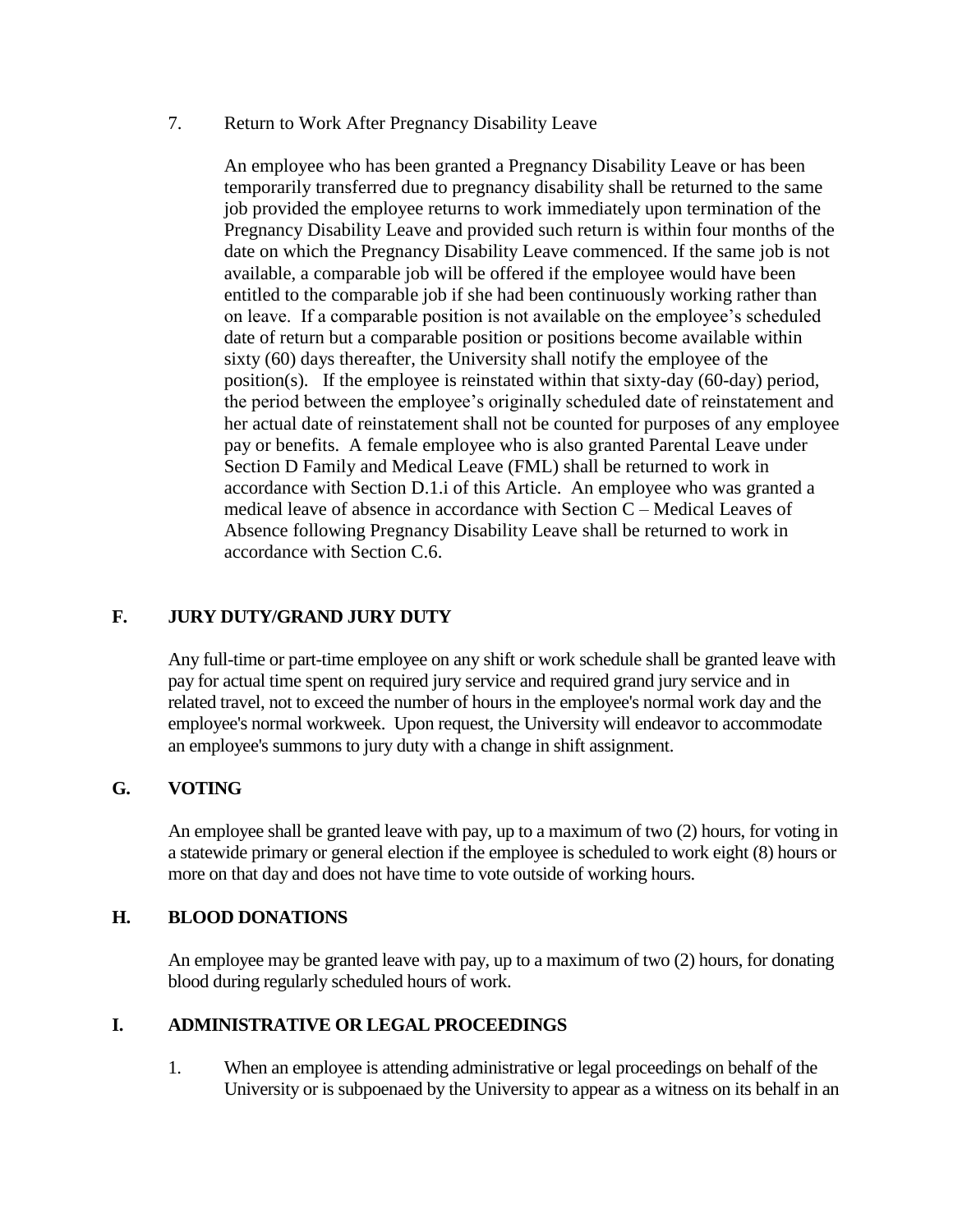7. Return to Work After Pregnancy Disability Leave

   An employee who has been granted a Pregnancy Disability Leave or has been temporarily transferred due to pregnancy disability shall be returned to the same job provided the employee returns to work immediately upon termination of the Pregnancy Disability Leave and provided such return is within four months of the date on which the Pregnancy Disability Leave commenced. If the same job is not available, a comparable job will be offered if the employee would have been entitled to the comparable job if she had been continuously working rather than on leave. If a comparable position is not available on the employee's scheduled date of return but a comparable position or positions become available within sixty (60) days thereafter, the University shall notify the employee of the position(s). If the employee is reinstated within that sixty-day (60-day) period, the period between the employee's originally scheduled date of reinstatement and her actual date of reinstatement shall not be counted for purposes of any employee pay or benefits. A female employee who is also granted Parental Leave under Section D Family and Medical Leave (FML) shall be returned to work in accordance with Section D.1.i of this Article. An employee who was granted a medical leave of absence in accordance with Section C – Medical Leaves of Absence following Pregnancy Disability Leave shall be returned to work in accordance with Section C.6.

## F. JURY DUTY/GRAND JURY DUTY

Any full-time or part-time employee on any shift or work schedule shall be granted leave with pay for actual time spent on required jury service and required grand jury service and in related travel, not to exceed the number of hours in the employee's normal work day and the employee's normal workweek. Upon request, the University will endeavor to accommodate an employee's summons to jury duty with a change in shift assignment.

## G. VOTING

An employee shall be granted leave with pay, up to a maximum of two (2) hours, for voting in a statewide primary or general election if the employee is scheduled to work eight (8) hours or more on that day and does not have time to vote outside of working hours.

## H. BLOOD DONATIONS

An employee may be granted leave with pay, up to a maximum of two (2) hours, for donating blood during regularly scheduled hours of work.

## I. ADMINISTRATIVE OR LEGAL PROCEEDINGS

1. When an employee is attending administrative or legal proceedings on behalf of the University or is subpoenaed by the University to appear as a witness on its behalf in an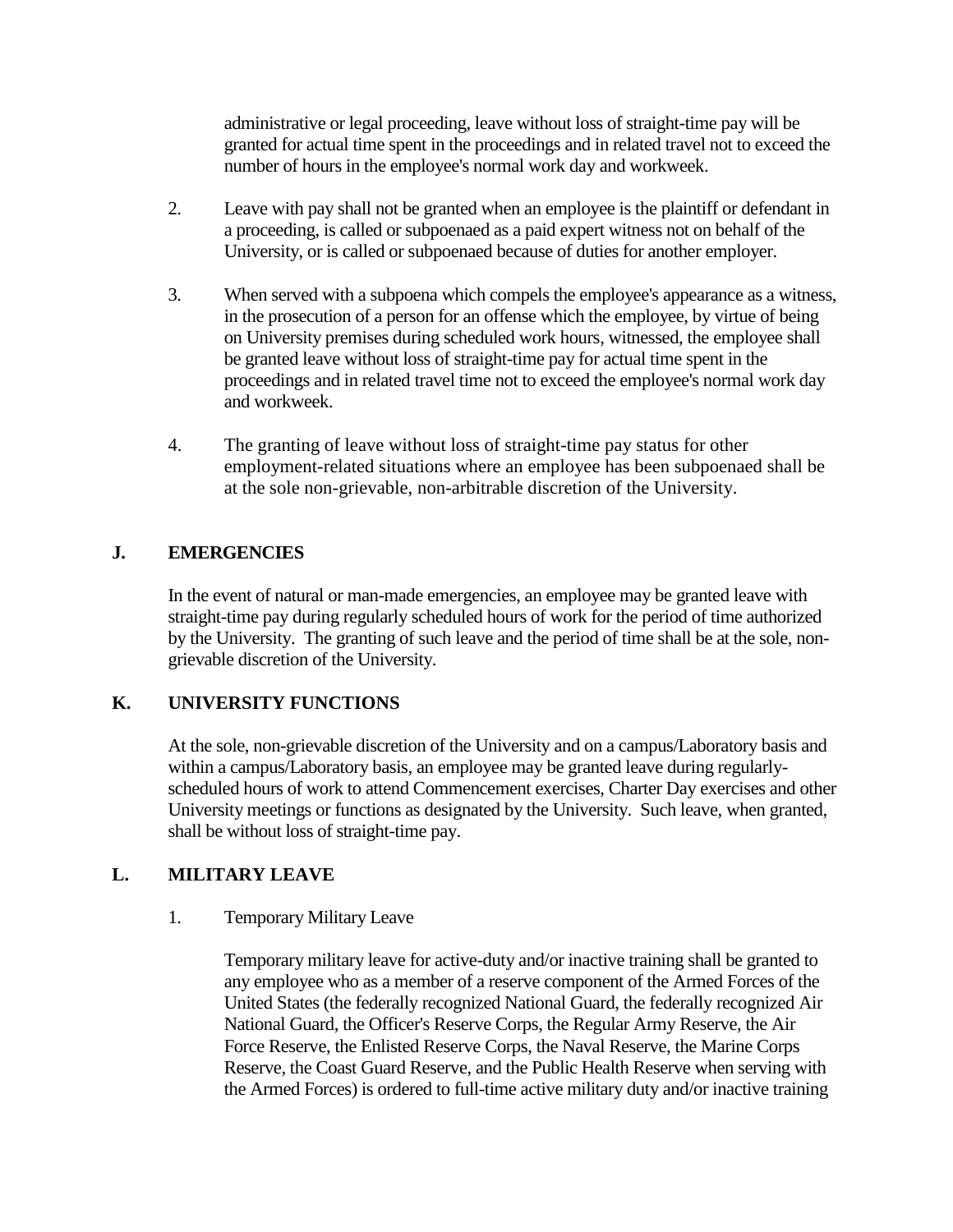administrative or legal proceeding, leave without loss of straight-time pay will be granted for actual time spent in the proceedings and in related travel not to exceed the number of hours in the employee's normal work day and workweek.

2. Leave with pay shall not be granted when an employee is the plaintiff or defendant in a proceeding, is called or subpoenaed as a paid expert witness not on behalf of the University, or is called or subpoenaed because of duties for another employer.

3. When served with a subpoena which compels the employee's appearance as a witness, in the prosecution of a person for an offense which the employee, by virtue of being on University premises during scheduled work hours, witnessed, the employee shall be granted leave without loss of straight-time pay for actual time spent in the proceedings and in related travel time not to exceed the employee's normal work day and workweek.

4. The granting of leave without loss of straight-time pay status for other employment-related situations where an employee has been subpoenaed shall be at the sole non-grievable, non-arbitrable discretion of the University.

## J. EMERGENCIES

In the event of natural or man-made emergencies, an employee may be granted leave with straight-time pay during regularly scheduled hours of work for the period of time authorized by the University. The granting of such leave and the period of time shall be at the sole, non-grievable discretion of the University.

## K. UNIVERSITY FUNCTIONS

At the sole, non-grievable discretion of the University and on a campus/Laboratory basis and within a campus/Laboratory basis, an employee may be granted leave during regularly-scheduled hours of work to attend Commencement exercises, Charter Day exercises and other University meetings or functions as designated by the University. Such leave, when granted, shall be without loss of straight-time pay.

## L. MILITARY LEAVE

1. Temporary Military Leave

   Temporary military leave for active-duty and/or inactive training shall be granted to any employee who as a member of a reserve component of the Armed Forces of the United States (the federally recognized National Guard, the federally recognized Air National Guard, the Officer's Reserve Corps, the Regular Army Reserve, the Air Force Reserve, the Enlisted Reserve Corps, the Naval Reserve, the Marine Corps Reserve, the Coast Guard Reserve, and the Public Health Reserve when serving with the Armed Forces) is ordered to full-time active military duty and/or inactive training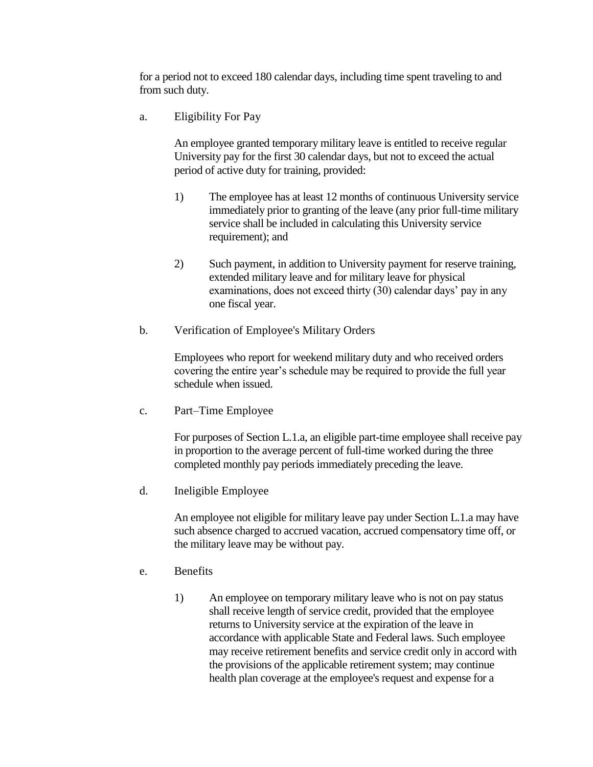for a period not to exceed 180 calendar days, including time spent traveling to and from such duty.

a. Eligibility For Pay

An employee granted temporary military leave is entitled to receive regular University pay for the first 30 calendar days, but not to exceed the actual period of active duty for training, provided:

1) The employee has at least 12 months of continuous University service immediately prior to granting of the leave (any prior full-time military service shall be included in calculating this University service requirement); and

2) Such payment, in addition to University payment for reserve training, extended military leave and for military leave for physical examinations, does not exceed thirty (30) calendar days' pay in any one fiscal year.

b. Verification of Employee's Military Orders

Employees who report for weekend military duty and who received orders covering the entire year's schedule may be required to provide the full year schedule when issued.

c. Part–Time Employee

For purposes of Section L.1.a, an eligible part-time employee shall receive pay in proportion to the average percent of full-time worked during the three completed monthly pay periods immediately preceding the leave.

d. Ineligible Employee

An employee not eligible for military leave pay under Section L.1.a may have such absence charged to accrued vacation, accrued compensatory time off, or the military leave may be without pay.

e. Benefits

1) An employee on temporary military leave who is not on pay status shall receive length of service credit, provided that the employee returns to University service at the expiration of the leave in accordance with applicable State and Federal laws. Such employee may receive retirement benefits and service credit only in accord with the provisions of the applicable retirement system; may continue health plan coverage at the employee's request and expense for a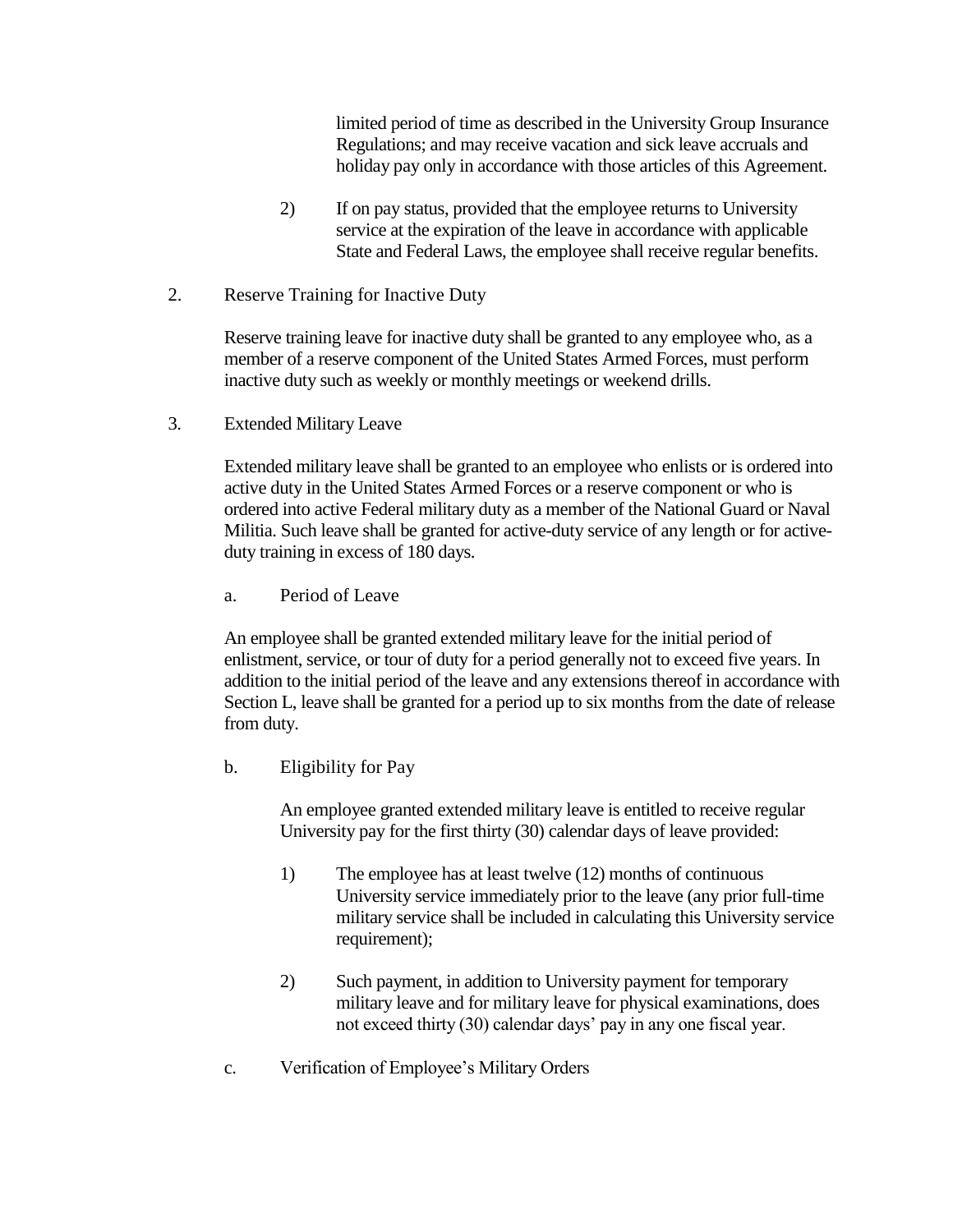limited period of time as described in the University Group Insurance Regulations; and may receive vacation and sick leave accruals and holiday pay only in accordance with those articles of this Agreement.

2) If on pay status, provided that the employee returns to University service at the expiration of the leave in accordance with applicable State and Federal Laws, the employee shall receive regular benefits.

2. Reserve Training for Inactive Duty

Reserve training leave for inactive duty shall be granted to any employee who, as a member of a reserve component of the United States Armed Forces, must perform inactive duty such as weekly or monthly meetings or weekend drills.

3. Extended Military Leave

Extended military leave shall be granted to an employee who enlists or is ordered into active duty in the United States Armed Forces or a reserve component or who is ordered into active Federal military duty as a member of the National Guard or Naval Militia. Such leave shall be granted for active-duty service of any length or for active-duty training in excess of 180 days.

a. Period of Leave

An employee shall be granted extended military leave for the initial period of enlistment, service, or tour of duty for a period generally not to exceed five years. In addition to the initial period of the leave and any extensions thereof in accordance with Section L, leave shall be granted for a period up to six months from the date of release from duty.

b. Eligibility for Pay

An employee granted extended military leave is entitled to receive regular University pay for the first thirty (30) calendar days of leave provided:

1) The employee has at least twelve (12) months of continuous University service immediately prior to the leave (any prior full-time military service shall be included in calculating this University service requirement);

2) Such payment, in addition to University payment for temporary military leave and for military leave for physical examinations, does not exceed thirty (30) calendar days' pay in any one fiscal year.

c. Verification of Employee's Military Orders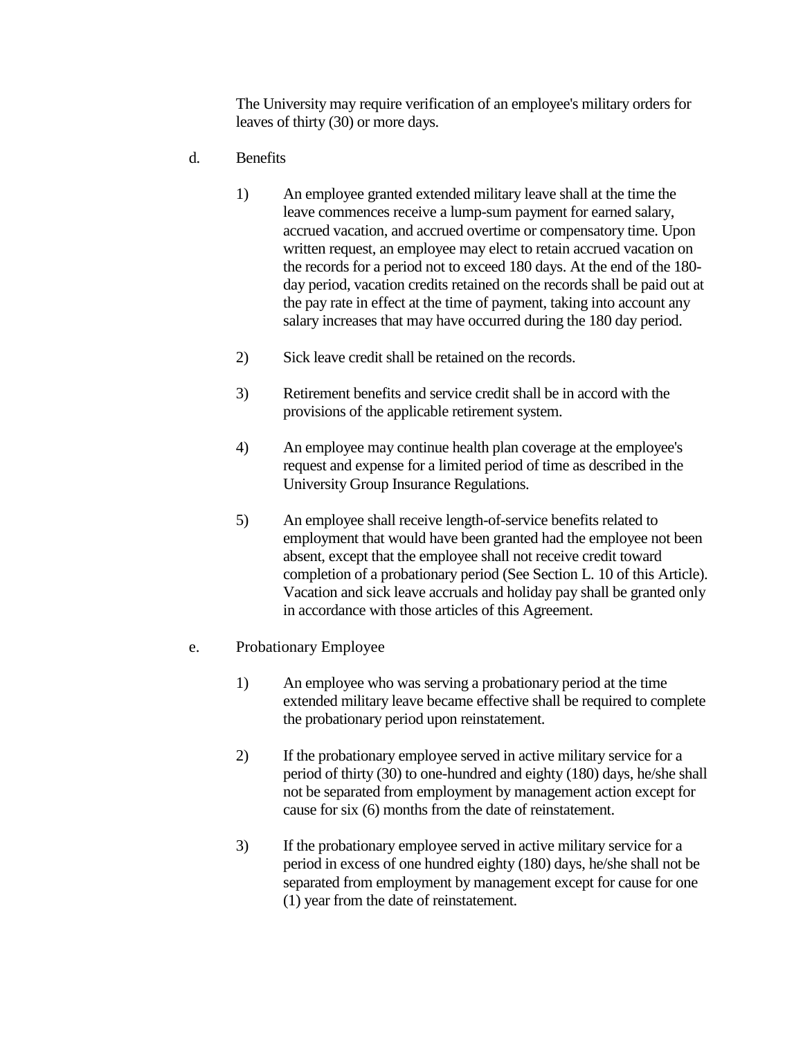The University may require verification of an employee's military orders for leaves of thirty (30) or more days.

d. Benefits

1) An employee granted extended military leave shall at the time the leave commences receive a lump-sum payment for earned salary, accrued vacation, and accrued overtime or compensatory time. Upon written request, an employee may elect to retain accrued vacation on the records for a period not to exceed 180 days. At the end of the 180-day period, vacation credits retained on the records shall be paid out at the pay rate in effect at the time of payment, taking into account any salary increases that may have occurred during the 180 day period.

2) Sick leave credit shall be retained on the records.

3) Retirement benefits and service credit shall be in accord with the provisions of the applicable retirement system.

4) An employee may continue health plan coverage at the employee's request and expense for a limited period of time as described in the University Group Insurance Regulations.

5) An employee shall receive length-of-service benefits related to employment that would have been granted had the employee not been absent, except that the employee shall not receive credit toward completion of a probationary period (See Section L. 10 of this Article). Vacation and sick leave accruals and holiday pay shall be granted only in accordance with those articles of this Agreement.

e. Probationary Employee

1) An employee who was serving a probationary period at the time extended military leave became effective shall be required to complete the probationary period upon reinstatement.

2) If the probationary employee served in active military service for a period of thirty (30) to one-hundred and eighty (180) days, he/she shall not be separated from employment by management action except for cause for six (6) months from the date of reinstatement.

3) If the probationary employee served in active military service for a period in excess of one hundred eighty (180) days, he/she shall not be separated from employment by management except for cause for one (1) year from the date of reinstatement.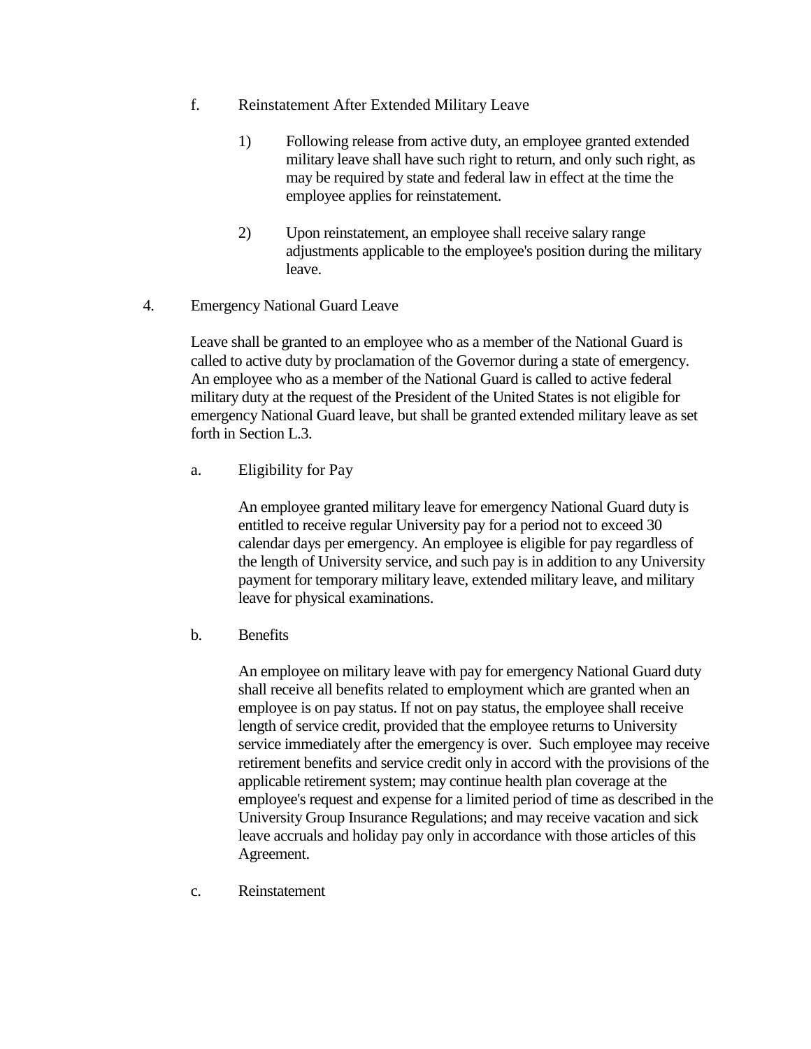f. Reinstatement After Extended Military Leave

1) Following release from active duty, an employee granted extended military leave shall have such right to return, and only such right, as may be required by state and federal law in effect at the time the employee applies for reinstatement.

2) Upon reinstatement, an employee shall receive salary range adjustments applicable to the employee's position during the military leave.

4. Emergency National Guard Leave

Leave shall be granted to an employee who as a member of the National Guard is called to active duty by proclamation of the Governor during a state of emergency. An employee who as a member of the National Guard is called to active federal military duty at the request of the President of the United States is not eligible for emergency National Guard leave, but shall be granted extended military leave as set forth in Section L.3.

a. Eligibility for Pay

An employee granted military leave for emergency National Guard duty is entitled to receive regular University pay for a period not to exceed 30 calendar days per emergency. An employee is eligible for pay regardless of the length of University service, and such pay is in addition to any University payment for temporary military leave, extended military leave, and military leave for physical examinations.

b. Benefits

An employee on military leave with pay for emergency National Guard duty shall receive all benefits related to employment which are granted when an employee is on pay status. If not on pay status, the employee shall receive length of service credit, provided that the employee returns to University service immediately after the emergency is over. Such employee may receive retirement benefits and service credit only in accord with the provisions of the applicable retirement system; may continue health plan coverage at the employee's request and expense for a limited period of time as described in the University Group Insurance Regulations; and may receive vacation and sick leave accruals and holiday pay only in accordance with those articles of this Agreement.

c. Reinstatement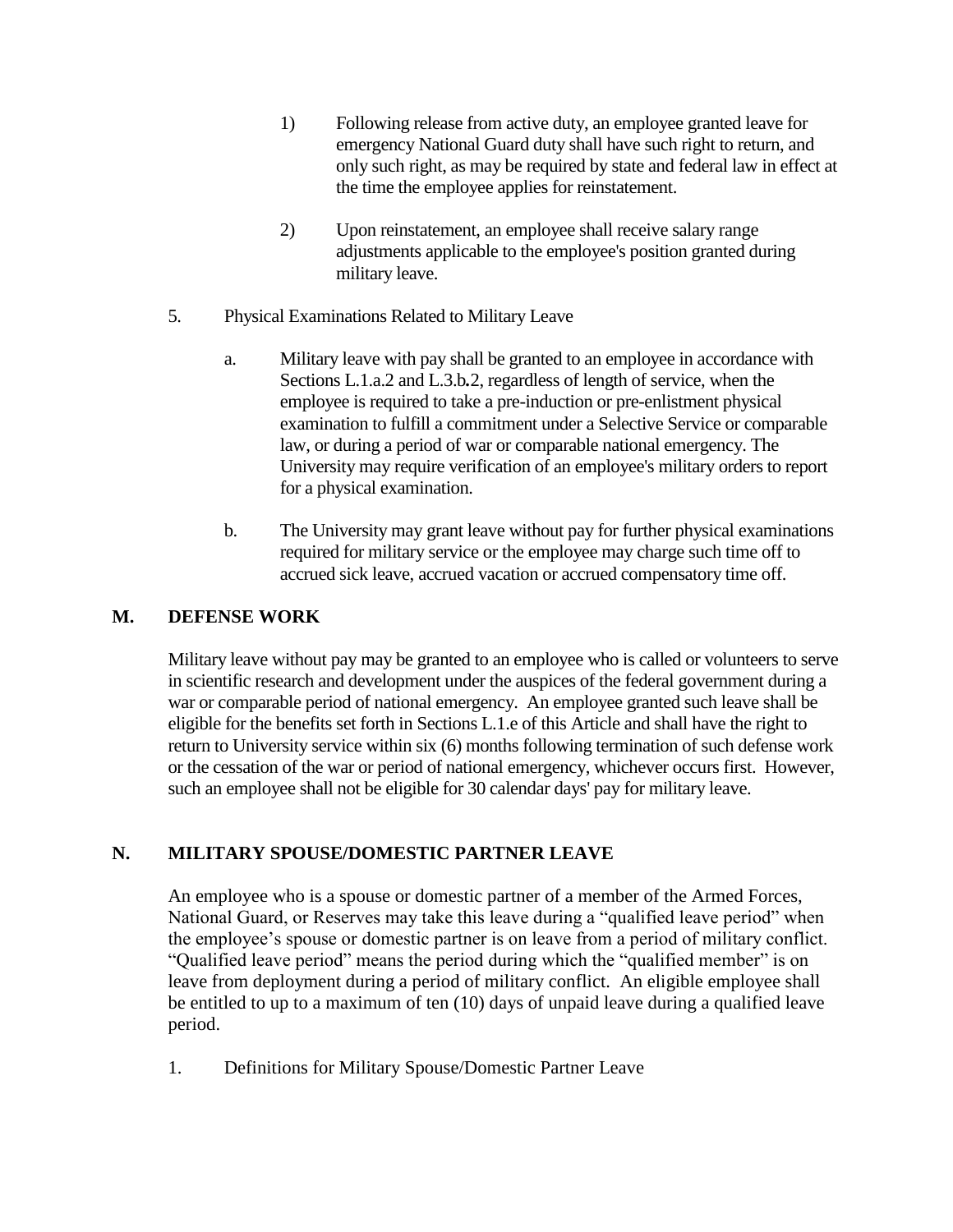1) Following release from active duty, an employee granted leave for emergency National Guard duty shall have such right to return, and only such right, as may be required by state and federal law in effect at the time the employee applies for reinstatement.

2) Upon reinstatement, an employee shall receive salary range adjustments applicable to the employee's position granted during military leave.

5. Physical Examinations Related to Military Leave

   a. Military leave with pay shall be granted to an employee in accordance with Sections L.1.a.2 and L.3.b**.**2, regardless of length of service, when the employee is required to take a pre-induction or pre-enlistment physical examination to fulfill a commitment under a Selective Service or comparable law, or during a period of war or comparable national emergency. The University may require verification of an employee's military orders to report for a physical examination.

   b. The University may grant leave without pay for further physical examinations required for military service or the employee may charge such time off to accrued sick leave, accrued vacation or accrued compensatory time off.

## M. DEFENSE WORK

Military leave without pay may be granted to an employee who is called or volunteers to serve in scientific research and development under the auspices of the federal government during a war or comparable period of national emergency. An employee granted such leave shall be eligible for the benefits set forth in Sections L.1.e of this Article and shall have the right to return to University service within six (6) months following termination of such defense work or the cessation of the war or period of national emergency, whichever occurs first. However, such an employee shall not be eligible for 30 calendar days' pay for military leave.

## N. MILITARY SPOUSE/DOMESTIC PARTNER LEAVE

An employee who is a spouse or domestic partner of a member of the Armed Forces, National Guard, or Reserves may take this leave during a "qualified leave period" when the employee's spouse or domestic partner is on leave from a period of military conflict. "Qualified leave period" means the period during which the "qualified member" is on leave from deployment during a period of military conflict. An eligible employee shall be entitled to up to a maximum of ten (10) days of unpaid leave during a qualified leave period.

1. Definitions for Military Spouse/Domestic Partner Leave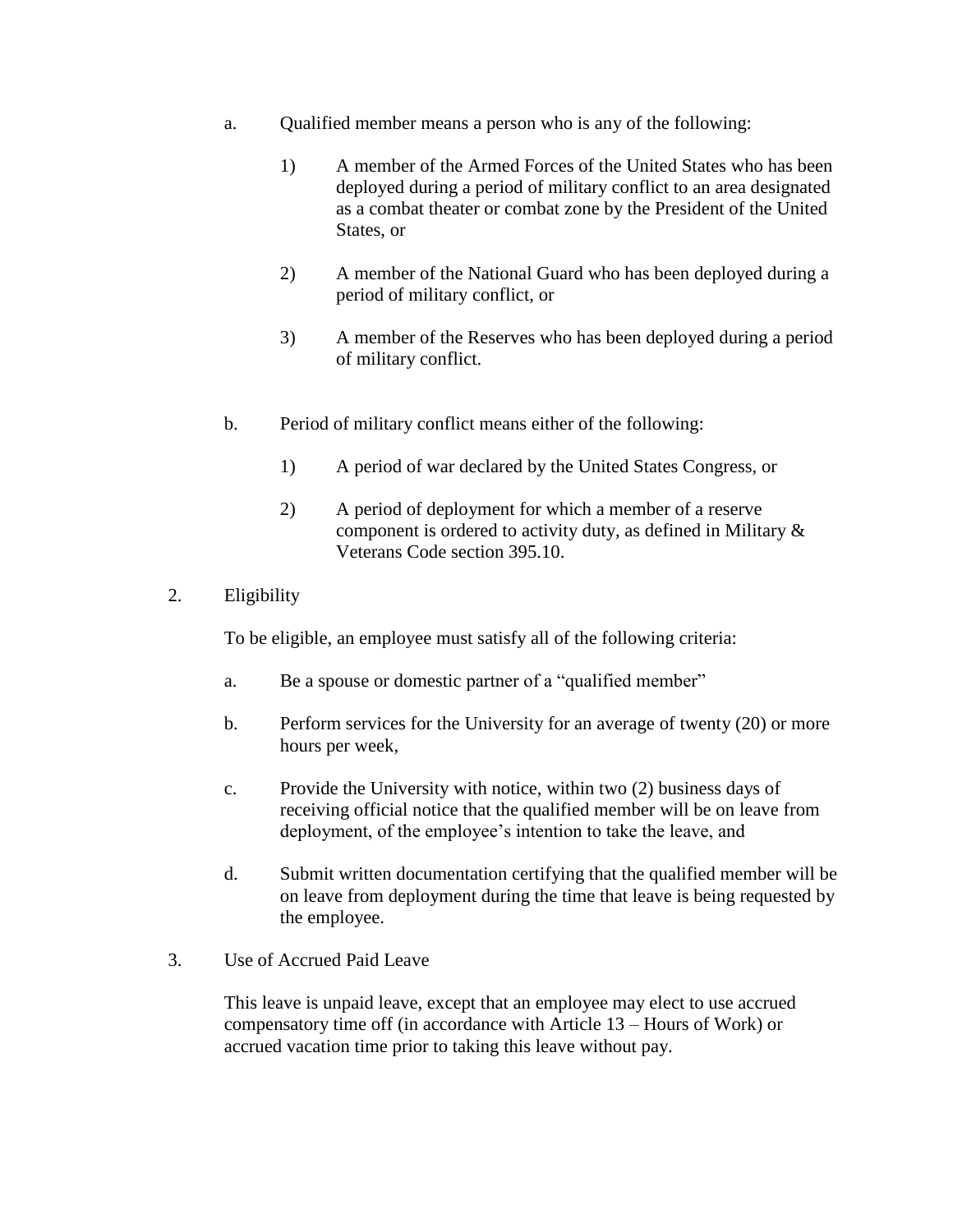a. Qualified member means a person who is any of the following:

   1) A member of the Armed Forces of the United States who has been deployed during a period of military conflict to an area designated as a combat theater or combat zone by the President of the United States, or

   2) A member of the National Guard who has been deployed during a period of military conflict, or

   3) A member of the Reserves who has been deployed during a period of military conflict.

b. Period of military conflict means either of the following:

   1) A period of war declared by the United States Congress, or

   2) A period of deployment for which a member of a reserve component is ordered to activity duty, as defined in Military & Veterans Code section 395.10.

2. Eligibility

   To be eligible, an employee must satisfy all of the following criteria:

   a. Be a spouse or domestic partner of a "qualified member"

   b. Perform services for the University for an average of twenty (20) or more hours per week,

   c. Provide the University with notice, within two (2) business days of receiving official notice that the qualified member will be on leave from deployment, of the employee's intention to take the leave, and

   d. Submit written documentation certifying that the qualified member will be on leave from deployment during the time that leave is being requested by the employee.

3. Use of Accrued Paid Leave

   This leave is unpaid leave, except that an employee may elect to use accrued compensatory time off (in accordance with Article 13 – Hours of Work) or accrued vacation time prior to taking this leave without pay.